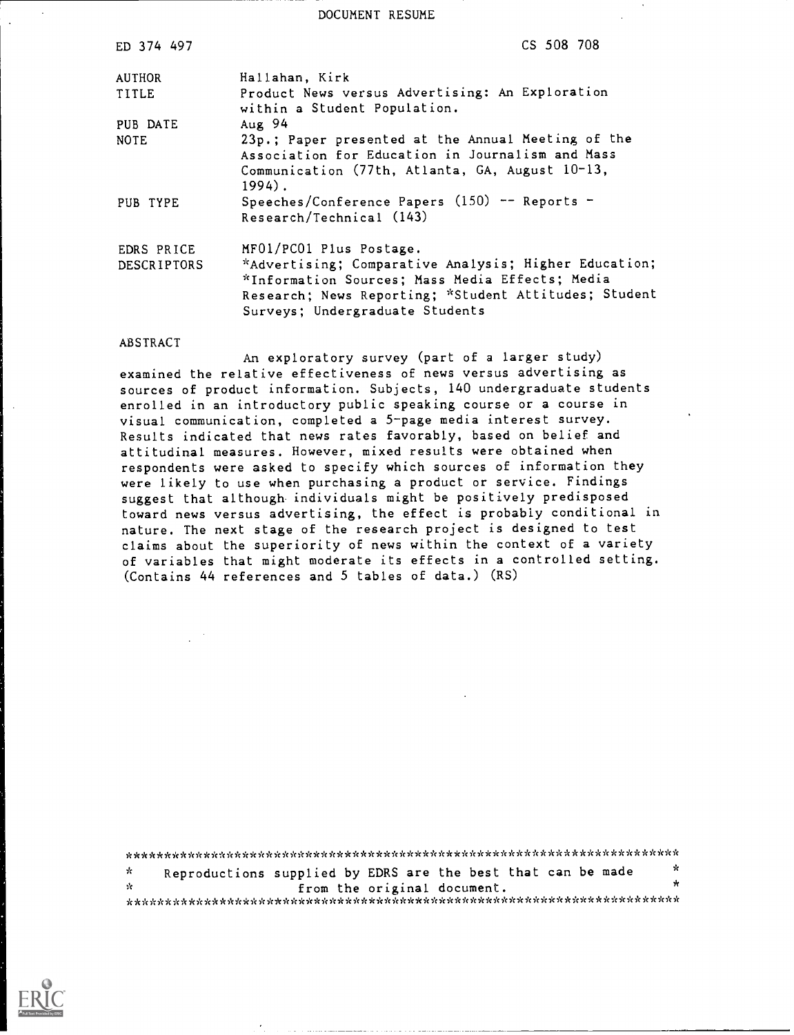DOCUMENT RESUME

| | |
|---|---|
| ED 374 497 | CS 508 708 |
| AUTHOR | Hallahan, Kirk |
| TITLE | Product News versus Advertising: An Exploration within a Student Population. |
| PUB DATE | Aug 94 |
| NOTE | 23p.; Paper presented at the Annual Meeting of the Association for Education in Journalism and Mass Communication (77th, Atlanta, GA, August 10-13, 1994). |
| PUB TYPE | Speeches/Conference Papers (150) -- Reports - Research/Technical (143) |
| EDRS PRICE | MF01/PC01 Plus Postage. |
| DESCRIPTORS | *Advertising; Comparative Analysis; Higher Education; *Information Sources; Mass Media Effects; Media Research; News Reporting; *Student Attitudes; Student Surveys; Undergraduate Students |

ABSTRACT

An exploratory survey (part of a larger study) examined the relative effectiveness of news versus advertising as sources of product information. Subjects, 140 undergraduate students enrolled in an introductory public speaking course or a course in visual communication, completed a 5-page media interest survey. Results indicated that news rates favorably, based on belief and attitudinal measures. However, mixed results were obtained when respondents were asked to specify which sources of information they were likely to use when purchasing a product or service. Findings suggest that although individuals might be positively predisposed toward news versus advertising, the effect is probably conditional in nature. The next stage of the research project is designed to test claims about the superiority of news within the context of a variety of variables that might moderate its effects in a controlled setting. (Contains 44 references and 5 tables of data.) (RS)

***********************************************************************
* Reproductions supplied by EDRS are the best that can be made *
* from the original document. *
***********************************************************************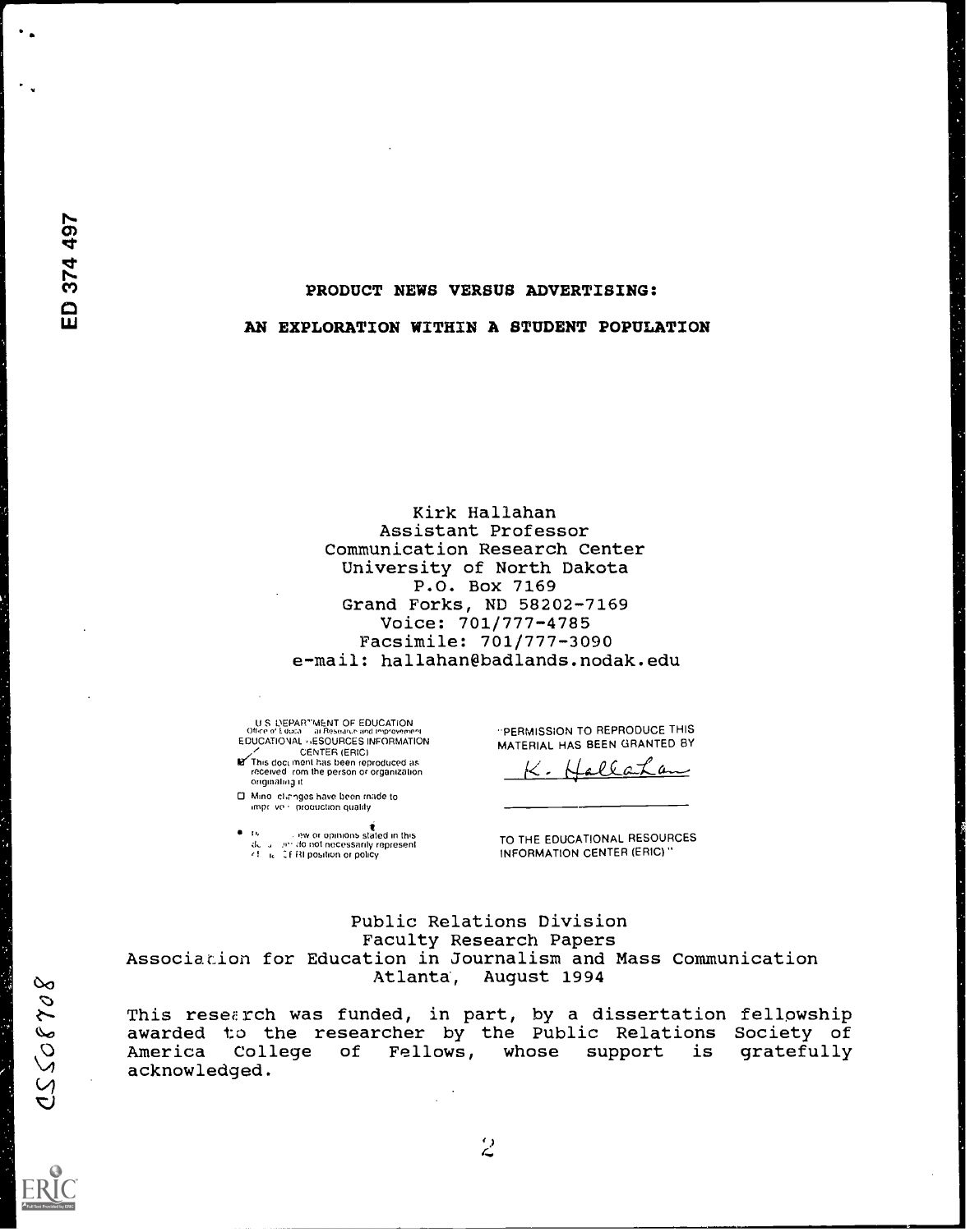ED 374 497

# PRODUCT NEWS VERSUS ADVERTISING:

# AN EXPLORATION WITHIN A STUDENT POPULATION

Kirk Hallahan
Assistant Professor
Communication Research Center
University of North Dakota
P.O. Box 7169
Grand Forks, ND 58202-7169
Voice: 701/777-4785
Facsimile: 701/777-3090
e-mail: hallahan@badlands.nodak.edu

U.S. DEPARTMENT OF EDUCATION
Office of Educational Research and Improvement
EDUCATIONAL RESOURCES INFORMATION CENTER (ERIC)

- This document has been reproduced as received from the person or organization originating it.
- Minor changes have been made to improve reproduction quality.
- Points of view or opinions stated in this document do not necessarily represent official OERI position or policy.

"PERMISSION TO REPRODUCE THIS MATERIAL HAS BEEN GRANTED BY

K. Hallahan

TO THE EDUCATIONAL RESOURCES INFORMATION CENTER (ERIC)."

Public Relations Division
Faculty Research Papers
Association for Education in Journalism and Mass Communication
Atlanta, August 1994

This research was funded, in part, by a dissertation fellowship awarded to the researcher by the Public Relations Society of America College of Fellows, whose support is gratefully acknowledged.

CS508708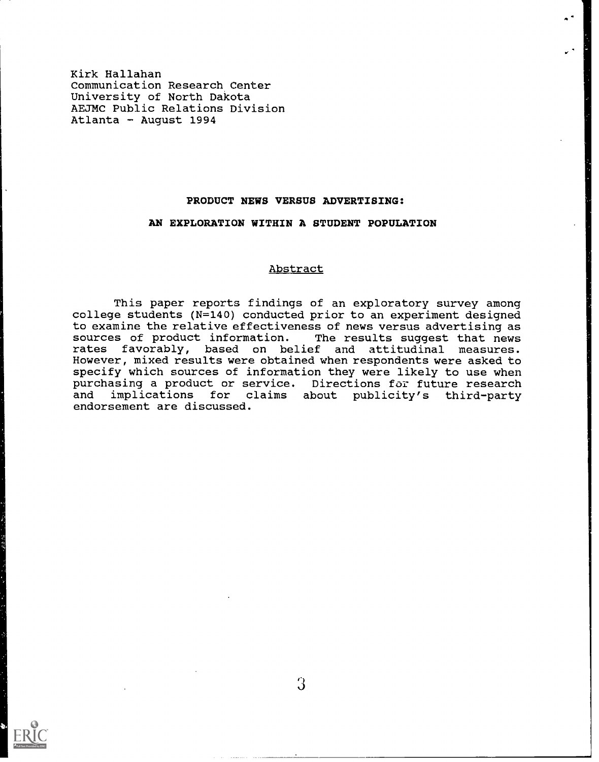Kirk Hallahan
Communication Research Center
University of North Dakota
AEJMC Public Relations Division
Atlanta - August 1994

# PRODUCT NEWS VERSUS ADVERTISING:

## AN EXPLORATION WITHIN A STUDENT POPULATION

### Abstract

This paper reports findings of an exploratory survey among college students (N=140) conducted prior to an experiment designed to examine the relative effectiveness of news versus advertising as sources of product information. The results suggest that news rates favorably, based on belief and attitudinal measures. However, mixed results were obtained when respondents were asked to specify which sources of information they were likely to use when purchasing a product or service. Directions for future research and implications for claims about publicity's third-party endorsement are discussed.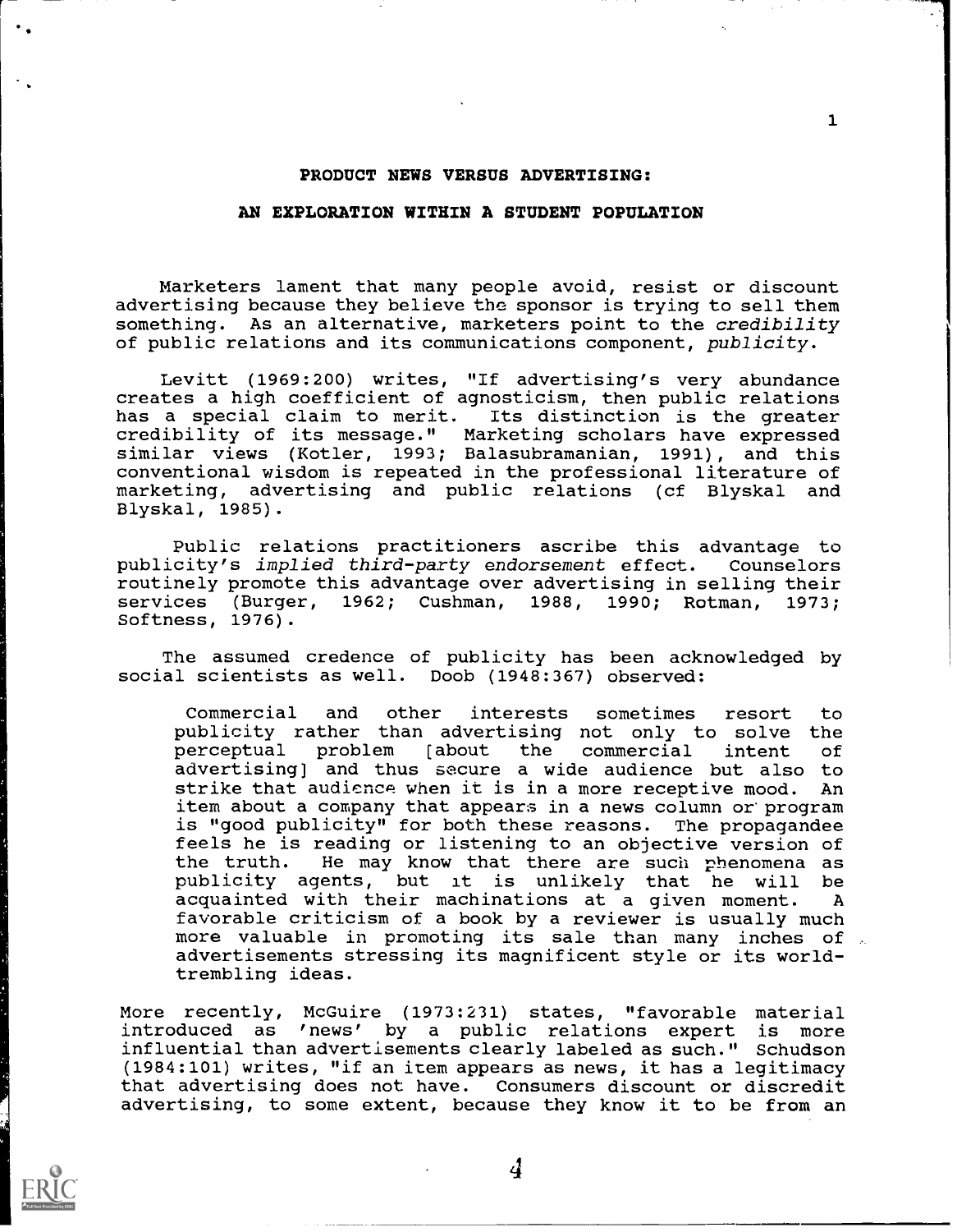# PRODUCT NEWS VERSUS ADVERTISING:

## AN EXPLORATION WITHIN A STUDENT POPULATION

Marketers lament that many people avoid, resist or discount advertising because they believe the sponsor is trying to sell them something. As an alternative, marketers point to the *credibility* of public relations and its communications component, *publicity*.

Levitt (1969:200) writes, "If advertising's very abundance creates a high coefficient of agnosticism, then public relations has a special claim to merit. Its distinction is the greater credibility of its message." Marketing scholars have expressed similar views (Kotler, 1993; Balasubramanian, 1991), and this conventional wisdom is repeated in the professional literature of marketing, advertising and public relations (cf Blyskal and Blyskal, 1985).

Public relations practitioners ascribe this advantage to publicity's *implied third-party endorsement* effect. Counselors routinely promote this advantage over advertising in selling their services (Burger, 1962; Cushman, 1988, 1990; Rotman, 1973; Softness, 1976).

The assumed credence of publicity has been acknowledged by social scientists as well. Doob (1948:367) observed:

> Commercial and other interests sometimes resort to publicity rather than advertising not only to solve the perceptual problem [about the commercial intent of advertising] and thus secure a wide audience but also to strike that audience when it is in a more receptive mood. An item about a company that appears in a news column or program is "good publicity" for both these reasons. The propagandee feels he is reading or listening to an objective version of the truth. He may know that there are such phenomena as publicity agents, but it is unlikely that he will be acquainted with their machinations at a given moment. A favorable criticism of a book by a reviewer is usually much more valuable in promoting its sale than many inches of advertisements stressing its magnificent style or its world-trembling ideas.

More recently, McGuire (1973:231) states, "favorable material introduced as 'news' by a public relations expert is more influential than advertisements clearly labeled as such." Schudson (1984:101) writes, "if an item appears as news, it has a legitimacy that advertising does not have. Consumers discount or discredit advertising, to some extent, because they know it to be from an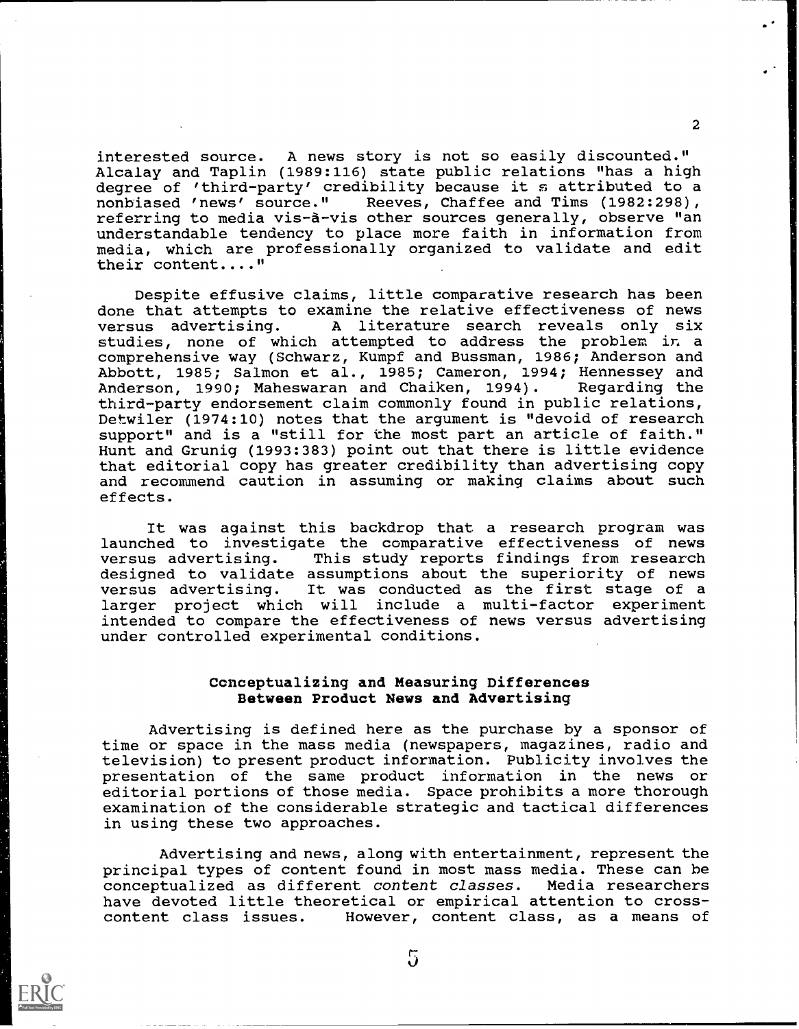interested source. A news story is not so easily discounted." Alcalay and Taplin (1989:116) state public relations "has a high degree of 'third-party' credibility because it s attributed to a nonbiased 'news' source." Reeves, Chaffee and Tims (1982:298), referring to media vis-à-vis other sources generally, observe "an understandable tendency to place more faith in information from media, which are professionally organized to validate and edit their content...."

Despite effusive claims, little comparative research has been done that attempts to examine the relative effectiveness of news versus advertising. A literature search reveals only six studies, none of which attempted to address the problem in a comprehensive way (Schwarz, Kumpf and Bussman, 1986; Anderson and Abbott, 1985; Salmon et al., 1985; Cameron, 1994; Hennessey and Anderson, 1990; Maheswaran and Chaiken, 1994). Regarding the third-party endorsement claim commonly found in public relations, Detwiler (1974:10) notes that the argument is "devoid of research support" and is a "still for the most part an article of faith." Hunt and Grunig (1993:383) point out that there is little evidence that editorial copy has greater credibility than advertising copy and recommend caution in assuming or making claims about such effects.

It was against this backdrop that a research program was launched to investigate the comparative effectiveness of news versus advertising. This study reports findings from research designed to validate assumptions about the superiority of news versus advertising. It was conducted as the first stage of a larger project which will include a multi-factor experiment intended to compare the effectiveness of news versus advertising under controlled experimental conditions.

## Conceptualizing and Measuring Differences Between Product News and Advertising

Advertising is defined here as the purchase by a sponsor of time or space in the mass media (newspapers, magazines, radio and television) to present product information. Publicity involves the presentation of the same product information in the news or editorial portions of those media. Space prohibits a more thorough examination of the considerable strategic and tactical differences in using these two approaches.

Advertising and news, along with entertainment, represent the principal types of content found in most mass media. These can be conceptualized as different *content classes*. Media researchers have devoted little theoretical or empirical attention to cross-content class issues. However, content class, as a means of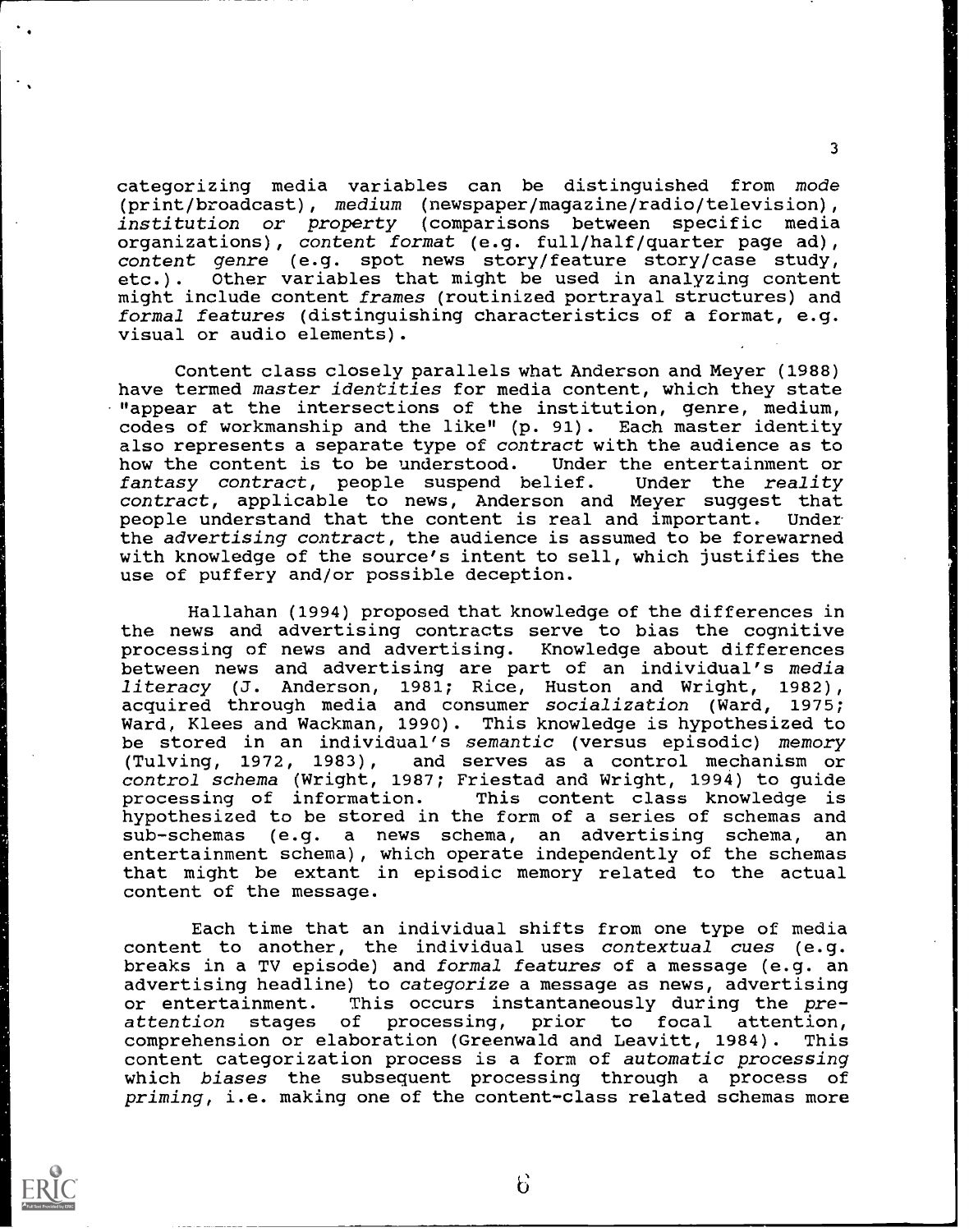categorizing media variables can be distinguished from *mode* (print/broadcast), *medium* (newspaper/magazine/radio/television), *institution or property* (comparisons between specific media organizations), *content format* (e.g. full/half/quarter page ad), *content genre* (e.g. spot news story/feature story/case study, etc.). Other variables that might be used in analyzing content might include content *frames* (routinized portrayal structures) and *formal features* (distinguishing characteristics of a format, e.g. visual or audio elements).

Content class closely parallels what Anderson and Meyer (1988) have termed *master identities* for media content, which they state "appear at the intersections of the institution, genre, medium, codes of workmanship and the like" (p. 91). Each master identity also represents a separate type of *contract* with the audience as to how the content is to be understood. Under the entertainment or *fantasy contract*, people suspend belief. Under the *reality contract*, applicable to news, Anderson and Meyer suggest that people understand that the content is real and important. Under the *advertising contract*, the audience is assumed to be forewarned with knowledge of the source's intent to sell, which justifies the use of puffery and/or possible deception.

Hallahan (1994) proposed that knowledge of the differences in the news and advertising contracts serve to bias the cognitive processing of news and advertising. Knowledge about differences between news and advertising are part of an individual's *media literacy* (J. Anderson, 1981; Rice, Huston and Wright, 1982), acquired through media and consumer *socialization* (Ward, 1975; Ward, Klees and Wackman, 1990). This knowledge is hypothesized to be stored in an individual's *semantic* (versus episodic) *memory* (Tulving, 1972, 1983), and serves as a control mechanism or *control schema* (Wright, 1987; Friestad and Wright, 1994) to guide processing of information. This content class knowledge is hypothesized to be stored in the form of a series of schemas and sub-schemas (e.g. a news schema, an advertising schema, an entertainment schema), which operate independently of the schemas that might be extant in episodic memory related to the actual content of the message.

Each time that an individual shifts from one type of media content to another, the individual uses *contextual cues* (e.g. breaks in a TV episode) and *formal features* of a message (e.g. an advertising headline) to *categorize* a message as news, advertising or entertainment. This occurs instantaneously during the *pre-attention* stages of processing, prior to focal attention, comprehension or elaboration (Greenwald and Leavitt, 1984). This content categorization process is a form of *automatic processing* which *biases* the subsequent processing through a process of *priming*, i.e. making one of the content-class related schemas more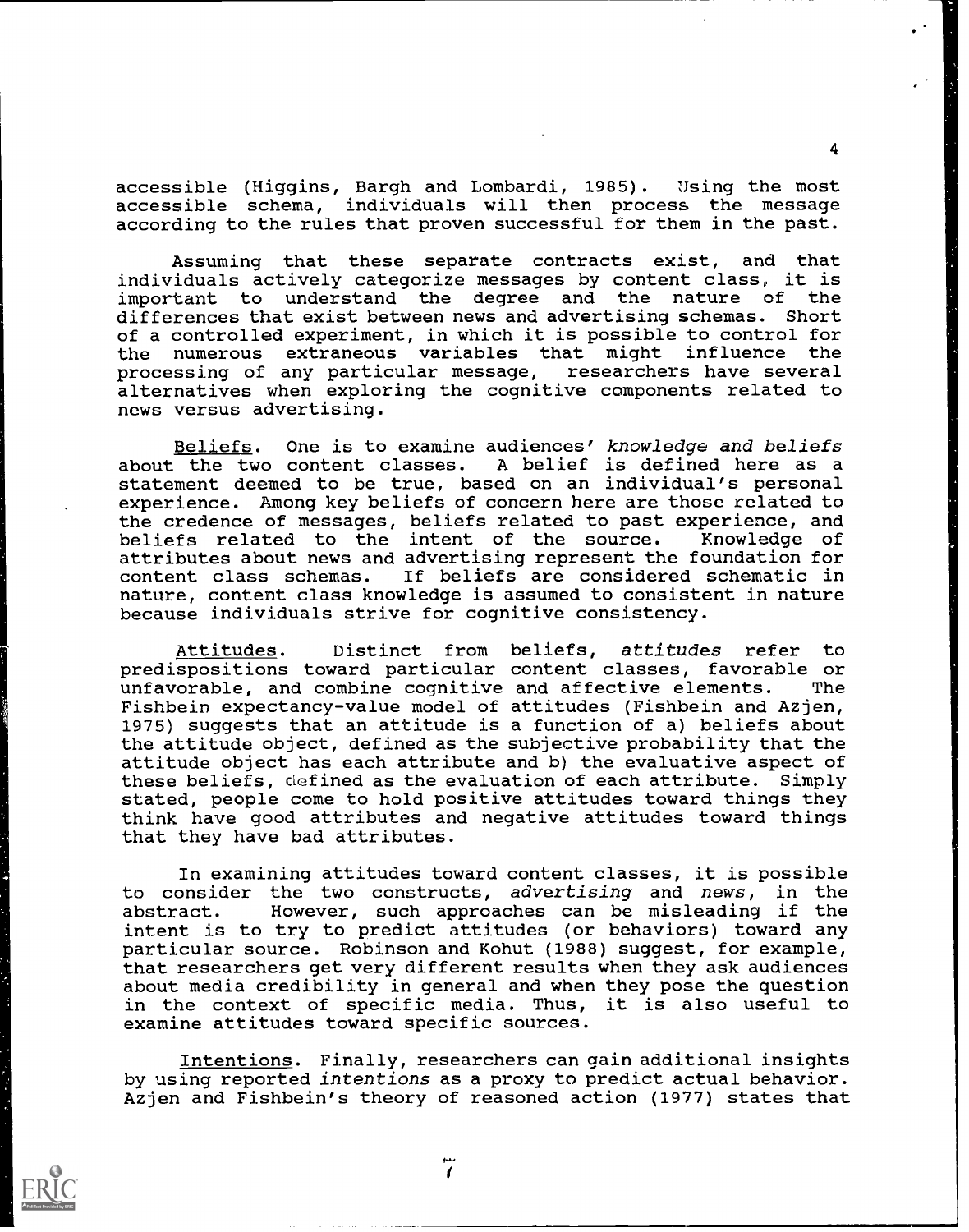accessible (Higgins, Bargh and Lombardi, 1985). Using the most accessible schema, individuals will then process the message according to the rules that proven successful for them in the past.

Assuming that these separate contracts exist, and that individuals actively categorize messages by content class, it is important to understand the degree and the nature of the differences that exist between news and advertising schemas. Short of a controlled experiment, in which it is possible to control for the numerous extraneous variables that might influence the processing of any particular message, researchers have several alternatives when exploring the cognitive components related to news versus advertising.

Beliefs. One is to examine audiences' *knowledge and beliefs* about the two content classes. A belief is defined here as a statement deemed to be true, based on an individual's personal experience. Among key beliefs of concern here are those related to the credence of messages, beliefs related to past experience, and beliefs related to the intent of the source. Knowledge of attributes about news and advertising represent the foundation for content class schemas. If beliefs are considered schematic in nature, content class knowledge is assumed to consistent in nature because individuals strive for cognitive consistency.

Attitudes. Distinct from beliefs, *attitudes* refer to predispositions toward particular content classes, favorable or unfavorable, and combine cognitive and affective elements. The Fishbein expectancy-value model of attitudes (Fishbein and Azjen, 1975) suggests that an attitude is a function of a) beliefs about the attitude object, defined as the subjective probability that the attitude object has each attribute and b) the evaluative aspect of these beliefs, defined as the evaluation of each attribute. Simply stated, people come to hold positive attitudes toward things they think have good attributes and negative attitudes toward things that they have bad attributes.

In examining attitudes toward content classes, it is possible to consider the two constructs, *advertising* and *news*, in the abstract. However, such approaches can be misleading if the intent is to try to predict attitudes (or behaviors) toward any particular source. Robinson and Kohut (1988) suggest, for example, that researchers get very different results when they ask audiences about media credibility in general and when they pose the question in the context of specific media. Thus, it is also useful to examine attitudes toward specific sources.

Intentions. Finally, researchers can gain additional insights by using reported *intentions* as a proxy to predict actual behavior. Azjen and Fishbein's theory of reasoned action (1977) states that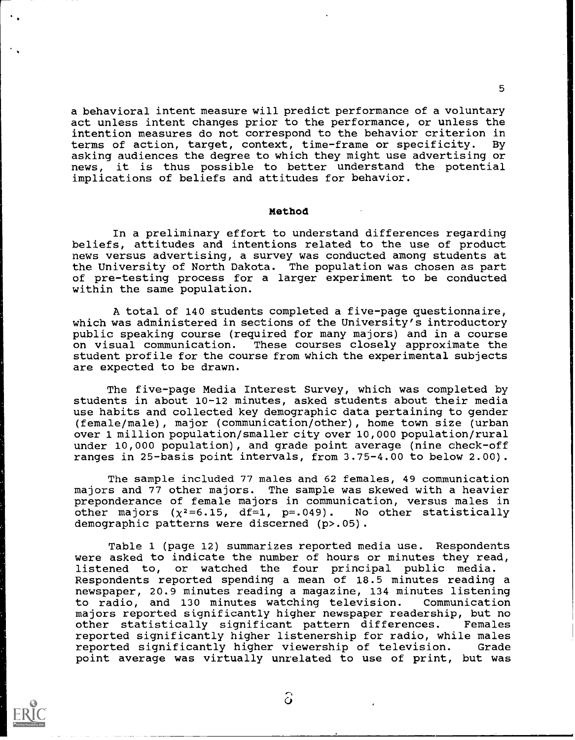a behavioral intent measure will predict performance of a voluntary act unless intent changes prior to the performance, or unless the intention measures do not correspond to the behavior criterion in terms of action, target, context, time-frame or specificity. By asking audiences the degree to which they might use advertising or news, it is thus possible to better understand the potential implications of beliefs and attitudes for behavior.

## Method

In a preliminary effort to understand differences regarding beliefs, attitudes and intentions related to the use of product news versus advertising, a survey was conducted among students at the University of North Dakota. The population was chosen as part of pre-testing process for a larger experiment to be conducted within the same population.

A total of 140 students completed a five-page questionnaire, which was administered in sections of the University's introductory public speaking course (required for many majors) and in a course on visual communication. These courses closely approximate the student profile for the course from which the experimental subjects are expected to be drawn.

The five-page Media Interest Survey, which was completed by students in about 10-12 minutes, asked students about their media use habits and collected key demographic data pertaining to gender (female/male), major (communication/other), home town size (urban over 1 million population/smaller city over 10,000 population/rural under 10,000 population), and grade point average (nine check-off ranges in 25-basis point intervals, from 3.75-4.00 to below 2.00).

The sample included 77 males and 62 females, 49 communication majors and 77 other majors. The sample was skewed with a heavier preponderance of female majors in communication, versus males in other majors ($\chi^2$=6.15, df=1, p=.049). No other statistically demographic patterns were discerned (p>.05).

Table 1 (page 12) summarizes reported media use. Respondents were asked to indicate the number of hours or minutes they read, listened to, or watched the four principal public media. Respondents reported spending a mean of 18.5 minutes reading a newspaper, 20.9 minutes reading a magazine, 134 minutes listening to radio, and 130 minutes watching television. Communication majors reported significantly higher newspaper readership, but no other statistically significant pattern differences. Females reported significantly higher listenership for radio, while males reported significantly higher viewership of television. Grade point average was virtually unrelated to use of print, but was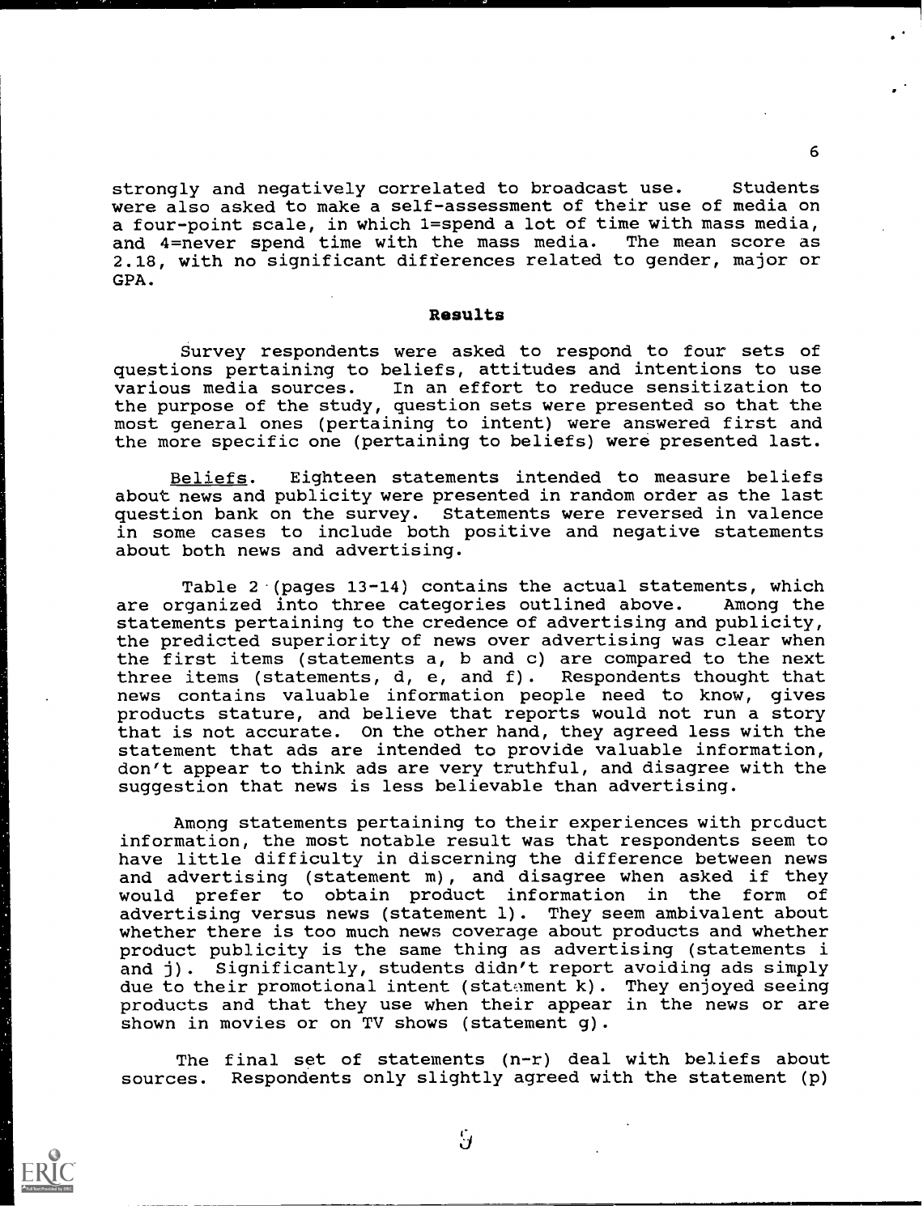strongly and negatively correlated to broadcast use. Students were also asked to make a self-assessment of their use of media on a four-point scale, in which 1=spend a lot of time with mass media, and 4=never spend time with the mass media. The mean score as 2.18, with no significant differences related to gender, major or GPA.

## Results

Survey respondents were asked to respond to four sets of questions pertaining to beliefs, attitudes and intentions to use various media sources. In an effort to reduce sensitization to the purpose of the study, question sets were presented so that the most general ones (pertaining to intent) were answered first and the more specific one (pertaining to beliefs) were presented last.

Beliefs. Eighteen statements intended to measure beliefs about news and publicity were presented in random order as the last question bank on the survey. Statements were reversed in valence in some cases to include both positive and negative statements about both news and advertising.

Table 2 (pages 13-14) contains the actual statements, which are organized into three categories outlined above. Among the statements pertaining to the credence of advertising and publicity, the predicted superiority of news over advertising was clear when the first items (statements a, b and c) are compared to the next three items (statements, d, e, and f). Respondents thought that news contains valuable information people need to know, gives products stature, and believe that reports would not run a story that is not accurate. On the other hand, they agreed less with the statement that ads are intended to provide valuable information, don't appear to think ads are very truthful, and disagree with the suggestion that news is less believable than advertising.

Among statements pertaining to their experiences with product information, the most notable result was that respondents seem to have little difficulty in discerning the difference between news and advertising (statement m), and disagree when asked if they would prefer to obtain product information in the form of advertising versus news (statement l). They seem ambivalent about whether there is too much news coverage about products and whether product publicity is the same thing as advertising (statements i and j). Significantly, students didn't report avoiding ads simply due to their promotional intent (statement k). They enjoyed seeing products and that they use when their appear in the news or are shown in movies or on TV shows (statement g).

The final set of statements (n-r) deal with beliefs about sources. Respondents only slightly agreed with the statement (p)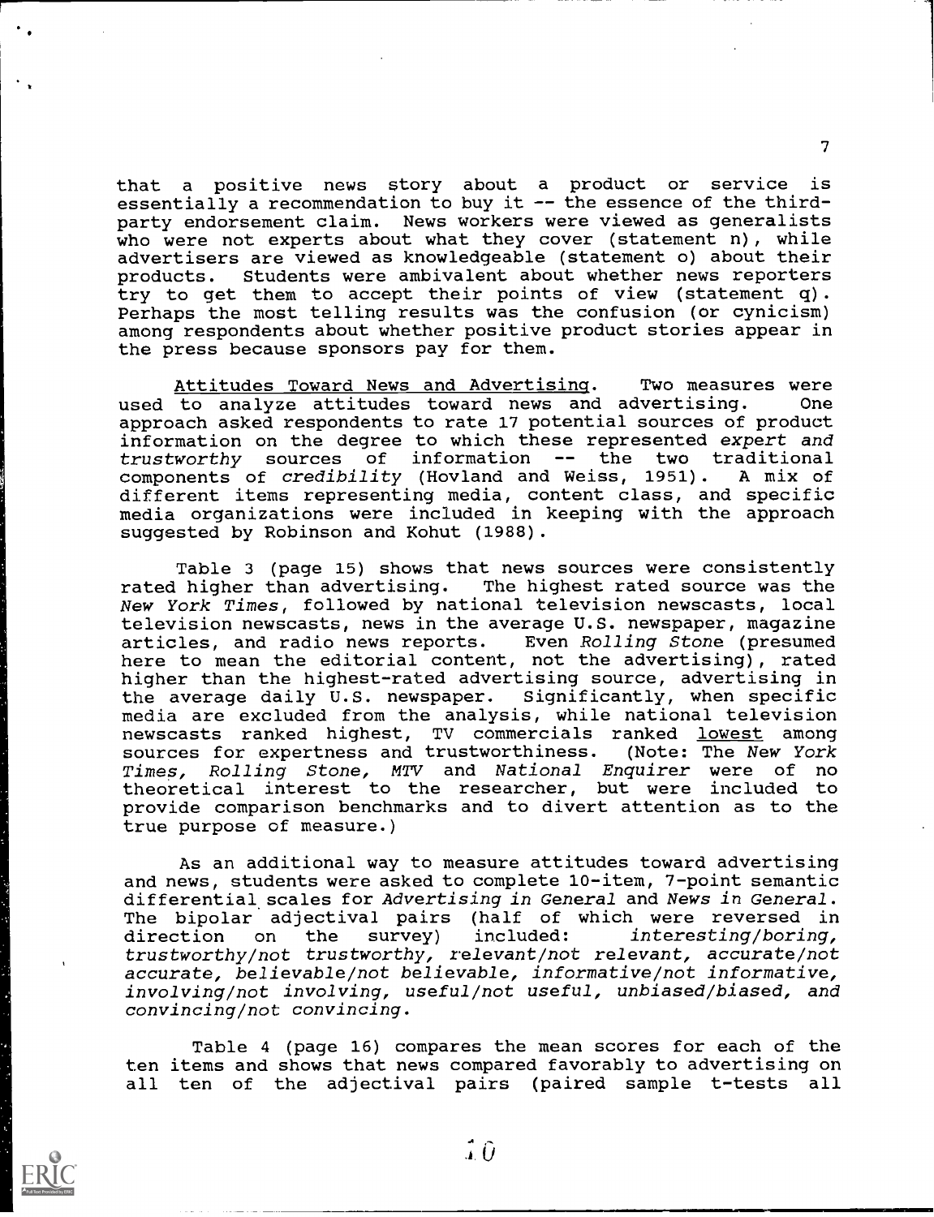that a positive news story about a product or service is essentially a recommendation to buy it -- the essence of the third-party endorsement claim. News workers were viewed as generalists who were not experts about what they cover (statement n), while advertisers are viewed as knowledgeable (statement o) about their products. Students were ambivalent about whether news reporters try to get them to accept their points of view (statement q). Perhaps the most telling results was the confusion (or cynicism) among respondents about whether positive product stories appear in the press because sponsors pay for them.

Attitudes Toward News and Advertising. Two measures were used to analyze attitudes toward news and advertising. One approach asked respondents to rate 17 potential sources of product information on the degree to which these represented *expert and trustworthy* sources of information -- the two traditional components of *credibility* (Hovland and Weiss, 1951). A mix of different items representing media, content class, and specific media organizations were included in keeping with the approach suggested by Robinson and Kohut (1988).

Table 3 (page 15) shows that news sources were consistently rated higher than advertising. The highest rated source was the *New York Times*, followed by national television newscasts, local television newscasts, news in the average U.S. newspaper, magazine articles, and radio news reports. Even *Rolling Stone* (presumed here to mean the editorial content, not the advertising), rated higher than the highest-rated advertising source, advertising in the average daily U.S. newspaper. Significantly, when specific media are excluded from the analysis, while national television newscasts ranked highest, TV commercials ranked lowest among sources for expertness and trustworthiness. (Note: The *New York Times*, *Rolling Stone*, *MTV* and *National Enquirer* were of no theoretical interest to the researcher, but were included to provide comparison benchmarks and to divert attention as to the true purpose of measure.)

As an additional way to measure attitudes toward advertising and news, students were asked to complete 10-item, 7-point semantic differential scales for *Advertising in General* and *News in General*. The bipolar adjectival pairs (half of which were reversed in direction on the survey) included: *interesting/boring, trustworthy/not trustworthy, relevant/not relevant, accurate/not accurate, believable/not believable, informative/not informative, involving/not involving, useful/not useful, unbiased/biased,* and *convincing/not convincing*.

Table 4 (page 16) compares the mean scores for each of the ten items and shows that news compared favorably to advertising on all ten of the adjectival pairs (paired sample t-tests all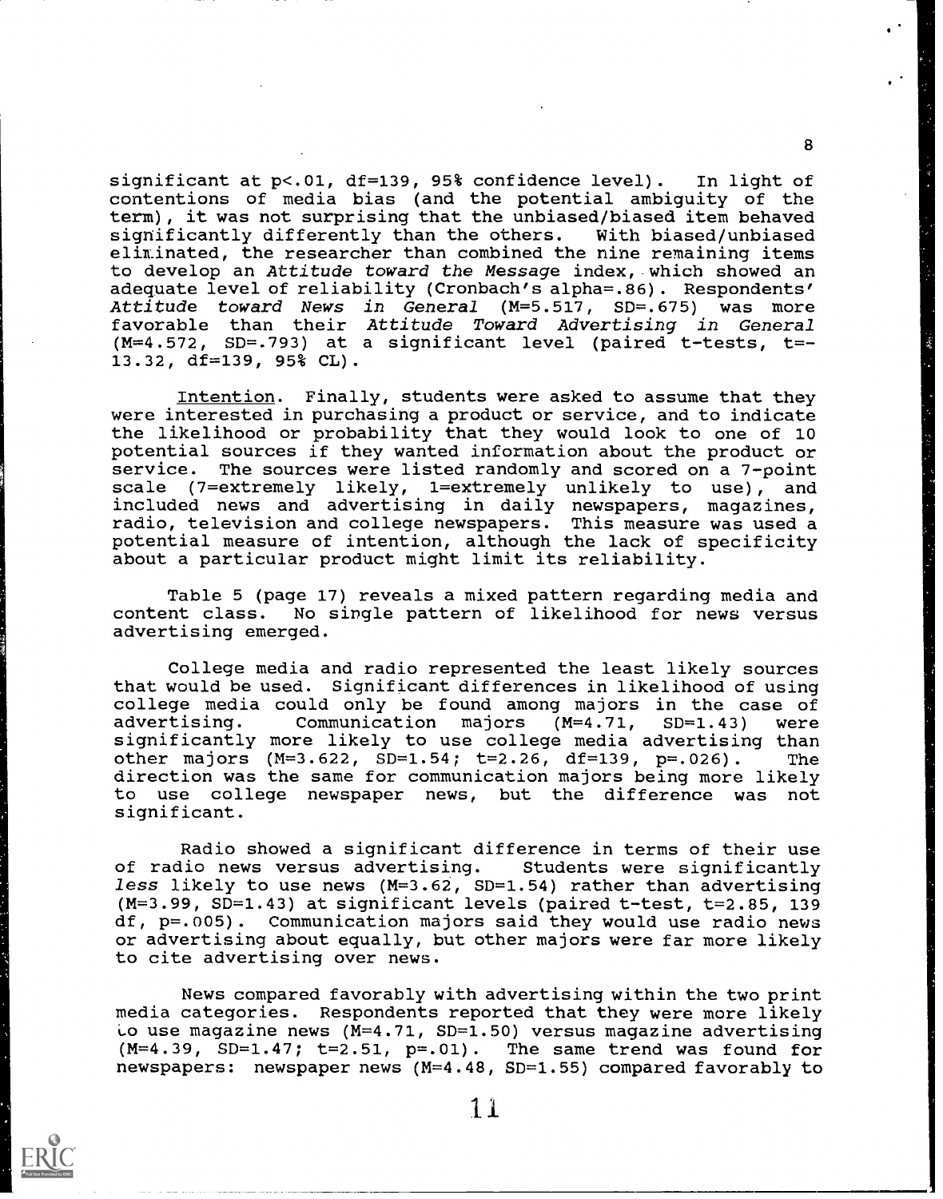significant at $p<.01$, df=139, 95% confidence level). In light of contentions of media bias (and the potential ambiguity of the term), it was not surprising that the unbiased/biased item behaved significantly differently than the others. With biased/unbiased eliminated, the researcher than combined the nine remaining items to develop an *Attitude toward the Message* index, which showed an adequate level of reliability (Cronbach's alpha=.86). Respondents' *Attitude toward News in General* (M=5.517, SD=.675) was more favorable than their *Attitude Toward Advertising in General* (M=4.572, SD=.793) at a significant level (paired t-tests, t=-13.32, df=139, 95% CL).

Intention. Finally, students were asked to assume that they were interested in purchasing a product or service, and to indicate the likelihood or probability that they would look to one of 10 potential sources if they wanted information about the product or service. The sources were listed randomly and scored on a 7-point scale (7=extremely likely, 1=extremely unlikely to use), and included news and advertising in daily newspapers, magazines, radio, television and college newspapers. This measure was used a potential measure of intention, although the lack of specificity about a particular product might limit its reliability.

Table 5 (page 17) reveals a mixed pattern regarding media and content class. No single pattern of likelihood for news versus advertising emerged.

College media and radio represented the least likely sources that would be used. Significant differences in likelihood of using college media could only be found among majors in the case of advertising. Communication majors (M=4.71, SD=1.43) were significantly more likely to use college media advertising than other majors (M=3.622, SD=1.54; t=2.26, df=139, p=.026). The direction was the same for communication majors being more likely to use college newspaper news, but the difference was not significant.

Radio showed a significant difference in terms of their use of radio news versus advertising. Students were significantly *less* likely to use news (M=3.62, SD=1.54) rather than advertising (M=3.99, SD=1.43) at significant levels (paired t-test, t=2.85, 139 df, p=.005). Communication majors said they would use radio news or advertising about equally, but other majors were far more likely to cite advertising over news.

News compared favorably with advertising within the two print media categories. Respondents reported that they were more likely to use magazine news (M=4.71, SD=1.50) versus magazine advertising (M=4.39, SD=1.47; t=2.51, p=.01). The same trend was found for newspapers: newspaper news (M=4.48, SD=1.55) compared favorably to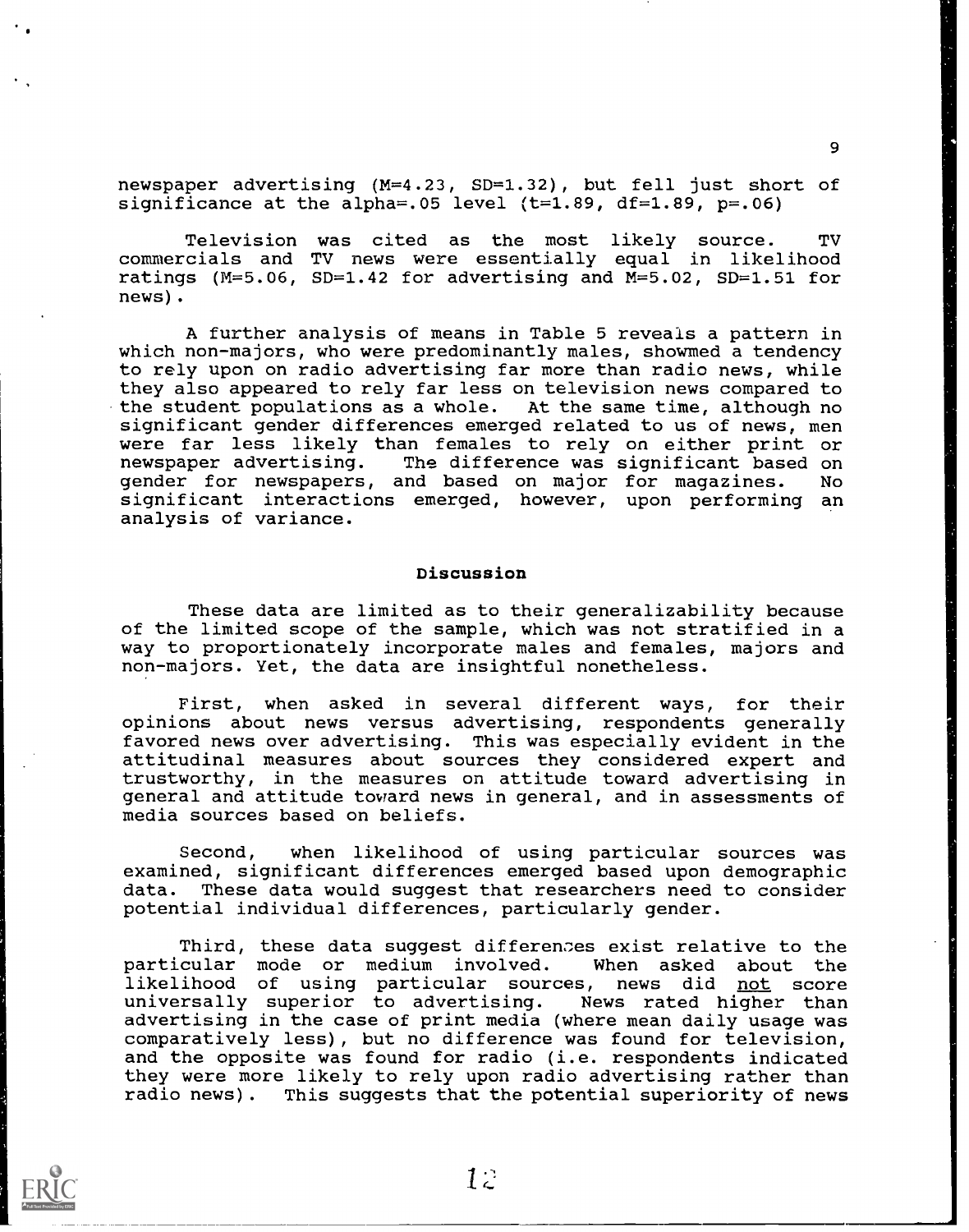newspaper advertising ($M$=4.23, $SD$=1.32), but fell just short of significance at the alpha=.05 level ($t$=1.89, df=1.89, $p$=.06)

Television was cited as the most likely source. TV commercials and TV news were essentially equal in likelihood ratings ($M$=5.06, $SD$=1.42 for advertising and $M$=5.02, $SD$=1.51 for news).

A further analysis of means in Table 5 reveals a pattern in which non-majors, who were predominantly males, showmed a tendency to rely upon on radio advertising far more than radio news, while they also appeared to rely far less on television news compared to the student populations as a whole. At the same time, although no significant gender differences emerged related to us of news, men were far less likely than females to rely on either print or newspaper advertising. The difference was significant based on gender for newspapers, and based on major for magazines. No significant interactions emerged, however, upon performing an analysis of variance.

## Discussion

These data are limited as to their generalizability because of the limited scope of the sample, which was not stratified in a way to proportionately incorporate males and females, majors and non-majors. Yet, the data are insightful nonetheless.

First, when asked in several different ways, for their opinions about news versus advertising, respondents generally favored news over advertising. This was especially evident in the attitudinal measures about sources they considered expert and trustworthy, in the measures on attitude toward advertising in general and attitude toward news in general, and in assessments of media sources based on beliefs.

Second, when likelihood of using particular sources was examined, significant differences emerged based upon demographic data. These data would suggest that researchers need to consider potential individual differences, particularly gender.

Third, these data suggest differences exist relative to the particular mode or medium involved. When asked about the likelihood of using particular sources, news did not score universally superior to advertising. News rated higher than advertising in the case of print media (where mean daily usage was comparatively less), but no difference was found for television, and the opposite was found for radio (i.e. respondents indicated they were more likely to rely upon radio advertising rather than radio news). This suggests that the potential superiority of news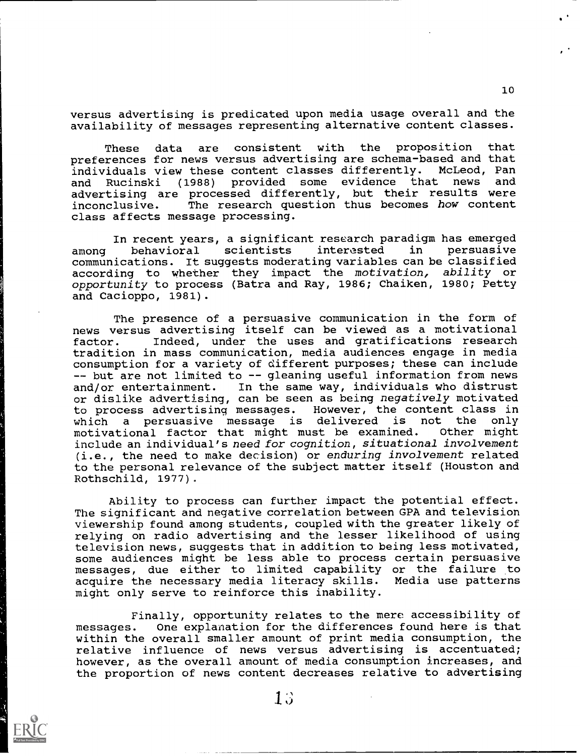versus advertising is predicated upon media usage overall and the availability of messages representing alternative content classes.

These data are consistent with the proposition that preferences for news versus advertising are schema-based and that individuals view these content classes differently. McLeod, Pan and Rucinski (1988) provided some evidence that news and advertising are processed differently, but their results were inconclusive. The research question thus becomes *how* content class affects message processing.

In recent years, a significant research paradigm has emerged among behavioral scientists interested in persuasive communications. It suggests moderating variables can be classified according to whether they impact the *motivation, ability* or *opportunity* to process (Batra and Ray, 1986; Chaiken, 1980; Petty and Cacioppo, 1981).

The presence of a persuasive communication in the form of news versus advertising itself can be viewed as a motivational factor. Indeed, under the uses and gratifications research tradition in mass communication, media audiences engage in media consumption for a variety of different purposes; these can include -- but are not limited to -- gleaning useful information from news and/or entertainment. In the same way, individuals who distrust or dislike advertising, can be seen as being *negatively* motivated to process advertising messages. However, the content class in which a persuasive message is delivered is not the only motivational factor that might must be examined. Other might include an individual's *need for cognition*, *situational involvement* (i.e., the need to make decision) or *enduring involvement* related to the personal relevance of the subject matter itself (Houston and Rothschild, 1977).

Ability to process can further impact the potential effect. The significant and negative correlation between GPA and television viewership found among students, coupled with the greater likely of relying on radio advertising and the lesser likelihood of using television news, suggests that in addition to being less motivated, some audiences might be less able to process certain persuasive messages, due either to limited capability or the failure to acquire the necessary media literacy skills. Media use patterns might only serve to reinforce this inability.

Finally, opportunity relates to the mere accessibility of messages. One explanation for the differences found here is that within the overall smaller amount of print media consumption, the relative influence of news versus advertising is accentuated; however, as the overall amount of media consumption increases, and the proportion of news content decreases relative to advertising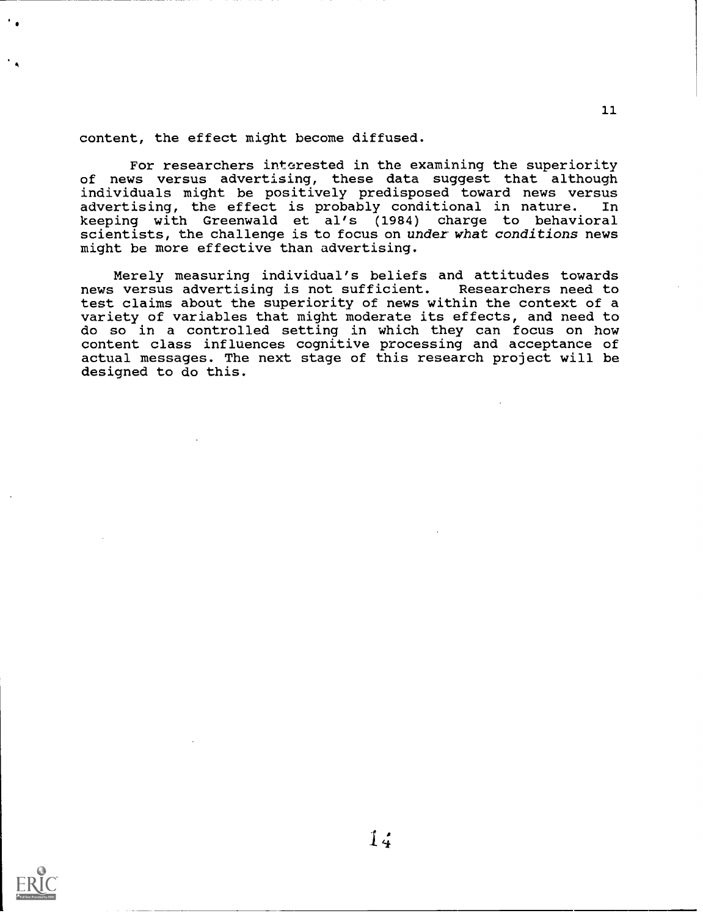content, the effect might become diffused.

For researchers interested in the examining the superiority of news versus advertising, these data suggest that although individuals might be positively predisposed toward news versus advertising, the effect is probably conditional in nature. In keeping with Greenwald et al's (1984) charge to behavioral scientists, the challenge is to focus on *under what conditions* news might be more effective than advertising.

Merely measuring individual's beliefs and attitudes towards news versus advertising is not sufficient. Researchers need to test claims about the superiority of news within the context of a variety of variables that might moderate its effects, and need to do so in a controlled setting in which they can focus on how content class influences cognitive processing and acceptance of actual messages. The next stage of this research project will be designed to do this.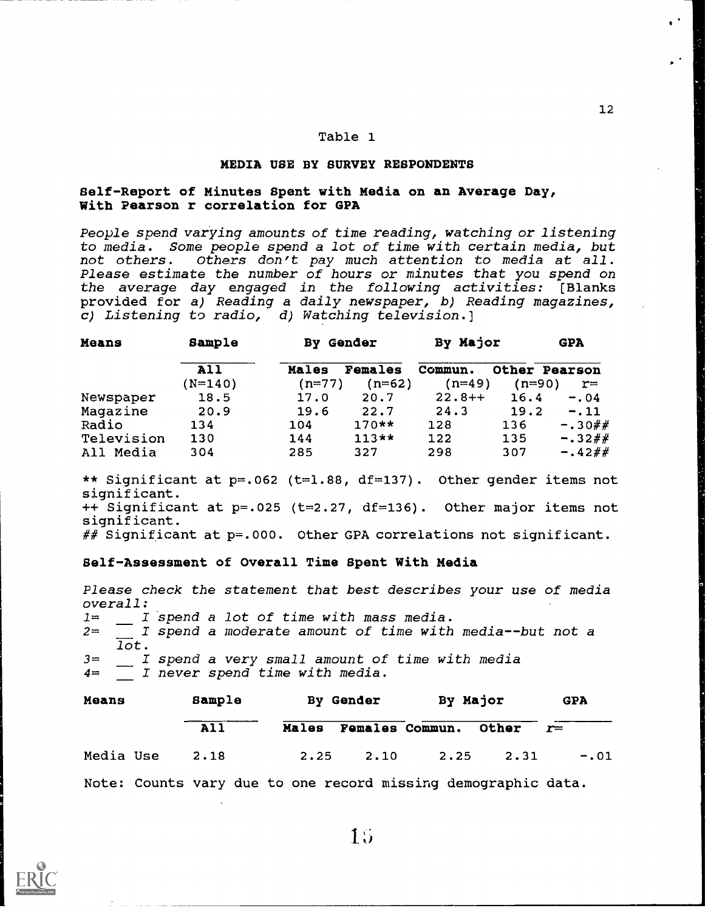Table 1

## MEDIA USE BY SURVEY RESPONDENTS

### Self-Report of Minutes Spent with Media on an Average Day, With Pearson r correlation for GPA

*People spend varying amounts of time reading, watching or listening to media. Some people spend a lot of time with certain media, but not others. Others don't pay much attention to media at all. Please estimate the number of hours or minutes that you spend on the average day engaged in the following activities:* [Blanks provided for *a) Reading a daily newspaper, b) Reading magazines, c) Listening to radio, d) Watching television.*]

| **Means** | **Sample** | **By Gender** | | **By Major** | | **GPA** |
|---|---|---|---|---|---|---|
| | **All** (N=140) | **Males** (n=77) | **Females** (n=62) | **Commun.** (n=49) | **Other** (n=90) | **Pearson** r= |
| Newspaper | 18.5 | 17.0 | 20.7 | 22.8++ | 16.4 | -.04 |
| Magazine | 20.9 | 19.6 | 22.7 | 24.3 | 19.2 | -.11 |
| Radio | 134 | 104 | 170** | 128 | 136 | -.30## |
| Television | 130 | 144 | 113** | 122 | 135 | -.32## |
| All Media | 304 | 285 | 327 | 298 | 307 | -.42## |

** Significant at p=.062 (t=1.88, df=137). Other gender items not significant.
++ Significant at p=.025 (t=2.27, df=136). Other major items not significant.
## Significant at p=.000. Other GPA correlations not significant.

### Self-Assessment of Overall Time Spent With Media

*Please check the statement that best describes your use of media overall:*
*1= __ I spend a lot of time with mass media.*
*2= __ I spend a moderate amount of time with media--but not a lot.*
*3= __ I spend a very small amount of time with media*
*4= __ I never spend time with media.*

| **Means** | **Sample** | **By Gender** | | **By Major** | | **GPA** |
|---|---|---|---|---|---|---|
| | **All** | **Males** | **Females** | **Commun.** | **Other** | r= |
| Media Use | 2.18 | 2.25 | 2.10 | 2.25 | 2.31 | -.01 |

Note: Counts vary due to one record missing demographic data.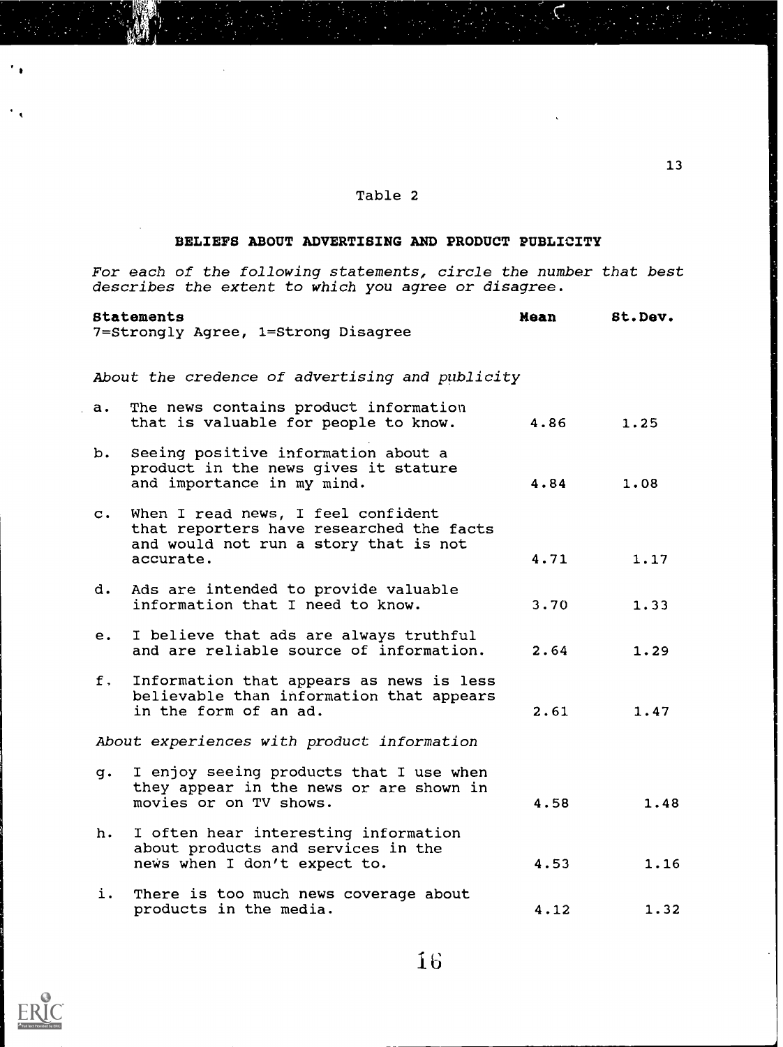Table 2

## BELIEFS ABOUT ADVERTISING AND PRODUCT PUBLICITY

*For each of the following statements, circle the number that best describes the extent to which you agree or disagree.*

| **Statements** 7=Strongly Agree, 1=Strong Disagree | **Mean** | **St.Dev.** |
|---|---|---|
| *About the credence of advertising and publicity* | | |
| a. The news contains product information that is valuable for people to know. | 4.86 | 1.25 |
| b. Seeing positive information about a product in the news gives it stature and importance in my mind. | 4.84 | 1.08 |
| c. When I read news, I feel confident that reporters have researched the facts and would not run a story that is not accurate. | 4.71 | 1.17 |
| d. Ads are intended to provide valuable information that I need to know. | 3.70 | 1.33 |
| e. I believe that ads are always truthful and are reliable source of information. | 2.64 | 1.29 |
| f. Information that appears as news is less believable than information that appears in the form of an ad. | 2.61 | 1.47 |
| *About experiences with product information* | | |
| g. I enjoy seeing products that I use when they appear in the news or are shown in movies or on TV shows. | 4.58 | 1.48 |
| h. I often hear interesting information about products and services in the news when I don't expect to. | 4.53 | 1.16 |
| i. There is too much news coverage about products in the media. | 4.12 | 1.32 |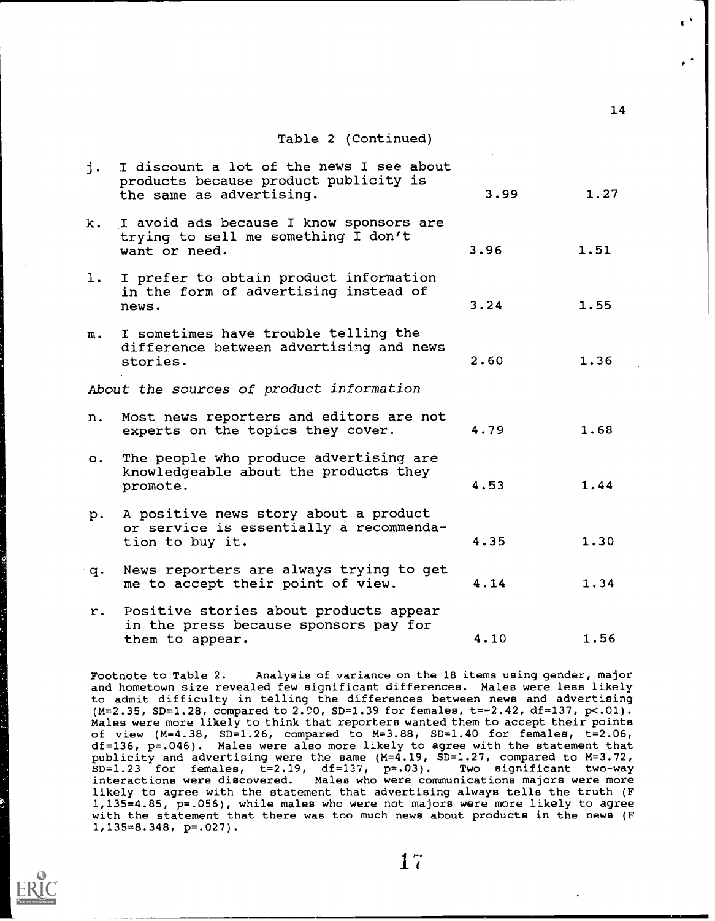Table 2 (Continued)

| | | | |
|---|---|---|---|
| j. | I discount a lot of the news I see about products because product publicity is the same as advertising. | 3.99 | 1.27 |
| k. | I avoid ads because I know sponsors are trying to sell me something I don't want or need. | 3.96 | 1.51 |
| l. | I prefer to obtain product information in the form of advertising instead of news. | 3.24 | 1.55 |
| m. | I sometimes have trouble telling the difference between advertising and news stories. | 2.60 | 1.36 |
| | *About the sources of product information* | | |
| n. | Most news reporters and editors are not experts on the topics they cover. | 4.79 | 1.68 |
| o. | The people who produce advertising are knowledgeable about the products they promote. | 4.53 | 1.44 |
| p. | A positive news story about a product or service is essentially a recommendation to buy it. | 4.35 | 1.30 |
| q. | News reporters are always trying to get me to accept their point of view. | 4.14 | 1.34 |
| r. | Positive stories about products appear in the press because sponsors pay for them to appear. | 4.10 | 1.56 |

Footnote to Table 2. Analysis of variance on the 18 items using gender, major and hometown size revealed few significant differences. Males were less likely to admit difficulty in telling the differences between news and advertising ($M=2.35$, $SD=1.28$, compared to 2.90, $SD=1.39$ for females, $t=-2.42$, $df=137$, $p<.01$). Males were more likely to think that reporters wanted them to accept their points of view ($M=4.38$, $SD=1.26$, compared to $M=3.88$, $SD=1.40$ for females, $t=2.06$, $df=136$, $p=.046$). Males were also more likely to agree with the statement that publicity and advertising were the same ($M=4.19$, $SD=1.27$, compared to $M=3.72$, $SD=1.23$ for females, $t=2.19$, $df=137$, $p=.03$). Two significant two-way interactions were discovered. Males who were communications majors were more likely to agree with the statement that advertising always tells the truth ($F_{1,135}=4.85$, $p=.056$), while males who were not majors were more likely to agree with the statement that there was too much news about products in the news ($F_{1,135}=8.348$, $p=.027$).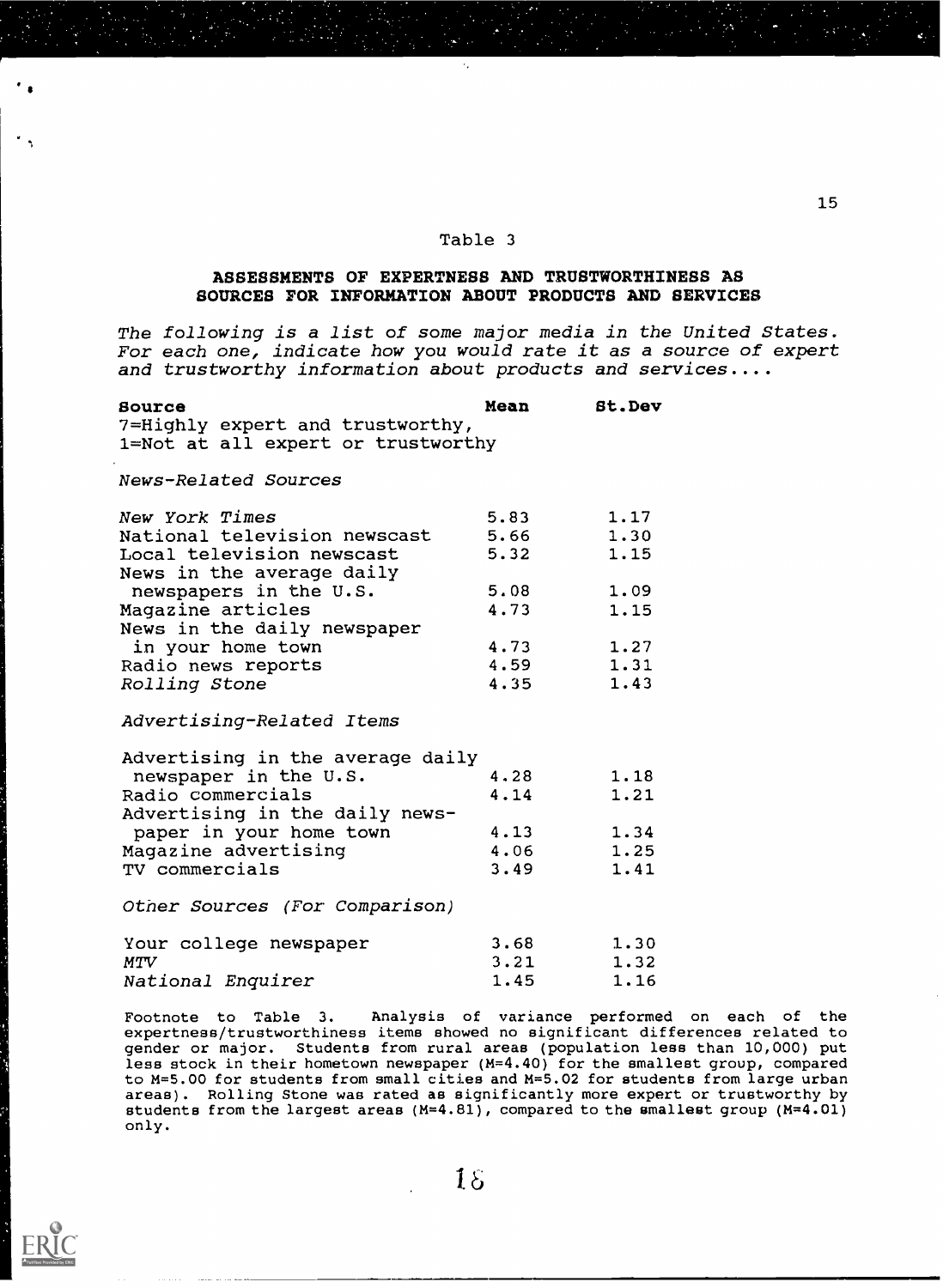Table 3

**ASSESSMENTS OF EXPERTNESS AND TRUSTWORTHINESS AS SOURCES FOR INFORMATION ABOUT PRODUCTS AND SERVICES**

*The following is a list of some major media in the United States. For each one, indicate how you would rate it as a source of expert and trustworthy information about products and services....*

| **Source**<br>7=Highly expert and trustworthy,<br>1=Not at all expert or trustworthy | **Mean** | **St.Dev** |
|---|---|---|
| *News-Related Sources* | | |
| *New York Times* | 5.83 | 1.17 |
| National television newscast | 5.66 | 1.30 |
| Local television newscast | 5.32 | 1.15 |
| News in the average daily newspapers in the U.S. | 5.08 | 1.09 |
| Magazine articles | 4.73 | 1.15 |
| News in the daily newspaper in your home town | 4.73 | 1.27 |
| Radio news reports | 4.59 | 1.31 |
| *Rolling Stone* | 4.35 | 1.43 |
| *Advertising-Related Items* | | |
| Advertising in the average daily newspaper in the U.S. | 4.28 | 1.18 |
| Radio commercials | 4.14 | 1.21 |
| Advertising in the daily newspaper in your home town | 4.13 | 1.34 |
| Magazine advertising | 4.06 | 1.25 |
| TV commercials | 3.49 | 1.41 |
| *Other Sources (For Comparison)* | | |
| Your college newspaper | 3.68 | 1.30 |
| *MTV* | 3.21 | 1.32 |
| *National Enquirer* | 1.45 | 1.16 |

Footnote to Table 3. Analysis of variance performed on each of the expertness/trustworthiness items showed no significant differences related to gender or major. Students from rural areas (population less than 10,000) put less stock in their hometown newspaper (M=4.40) for the smallest group, compared to M=5.00 for students from small cities and M=5.02 for students from large urban areas). Rolling Stone was rated as significantly more expert or trustworthy by students from the largest areas (M=4.81), compared to the smallest group (M=4.01) only.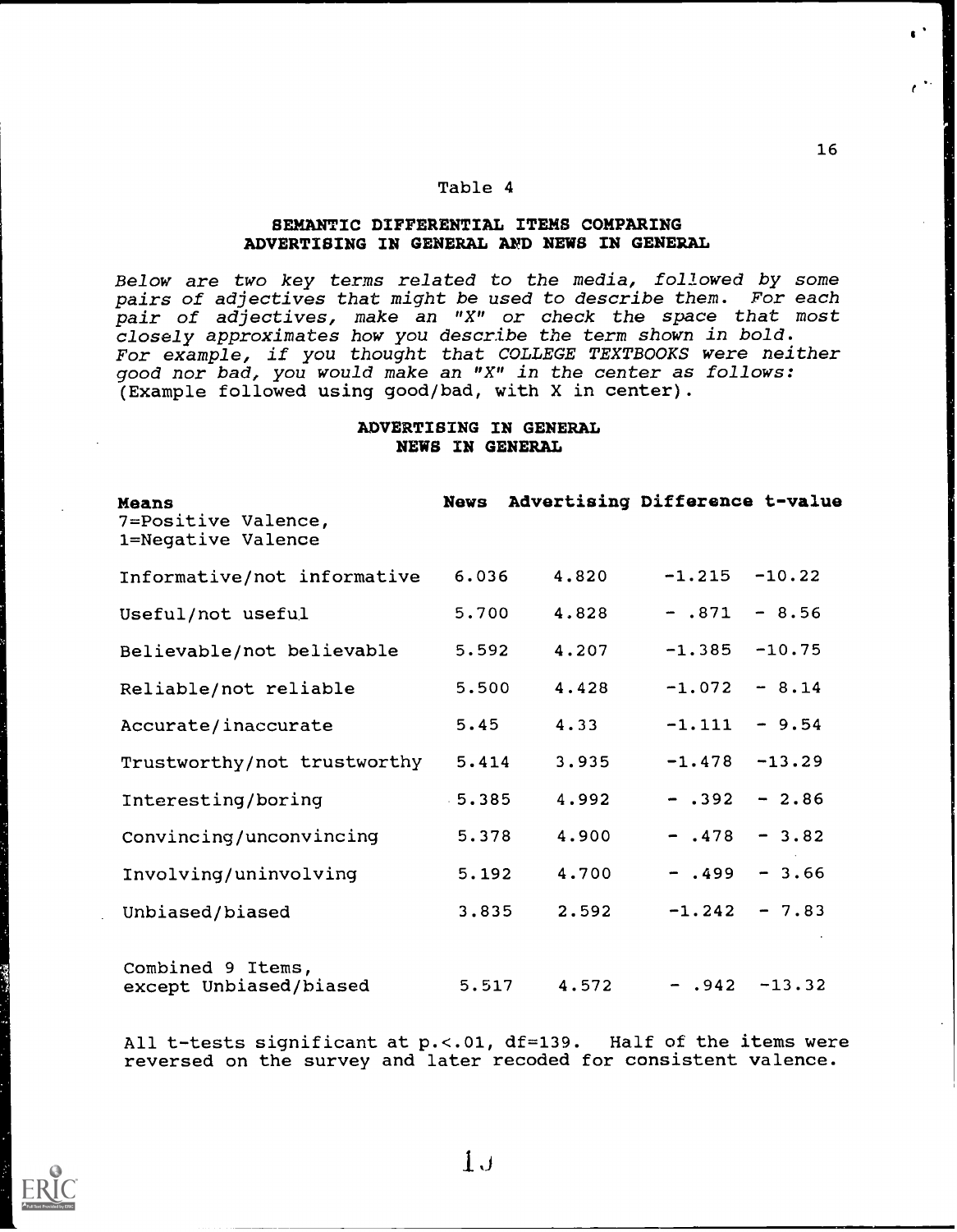Table 4

**SEMANTIC DIFFERENTIAL ITEMS COMPARING ADVERTISING IN GENERAL AND NEWS IN GENERAL**

*Below are two key terms related to the media, followed by some pairs of adjectives that might be used to describe them. For each pair of adjectives, make an "X" or check the space that most closely approximates how you describe the term shown in bold. For example, if you thought that COLLEGE TEXTBOOKS were neither good nor bad, you would make an "X" in the center as follows:* (Example followed using good/bad, with X in center).

**ADVERTISING IN GENERAL**
**NEWS IN GENERAL**

| **Means** 7=Positive Valence, 1=Negative Valence | **News** | **Advertising** | **Difference** | **t-value** |
|---|---|---|---|---|
| Informative/not informative | 6.036 | 4.820 | -1.215 | -10.22 |
| Useful/not useful | 5.700 | 4.828 | - .871 | - 8.56 |
| Believable/not believable | 5.592 | 4.207 | -1.385 | -10.75 |
| Reliable/not reliable | 5.500 | 4.428 | -1.072 | - 8.14 |
| Accurate/inaccurate | 5.45 | 4.33 | -1.111 | - 9.54 |
| Trustworthy/not trustworthy | 5.414 | 3.935 | -1.478 | -13.29 |
| Interesting/boring | 5.385 | 4.992 | - .392 | - 2.86 |
| Convincing/unconvincing | 5.378 | 4.900 | - .478 | - 3.82 |
| Involving/uninvolving | 5.192 | 4.700 | - .499 | - 3.66 |
| Unbiased/biased | 3.835 | 2.592 | -1.242 | - 7.83 |
| Combined 9 Items, except Unbiased/biased | 5.517 | 4.572 | - .942 | -13.32 |

All t-tests significant at $p < .01$, df=139. Half of the items were reversed on the survey and later recoded for consistent valence.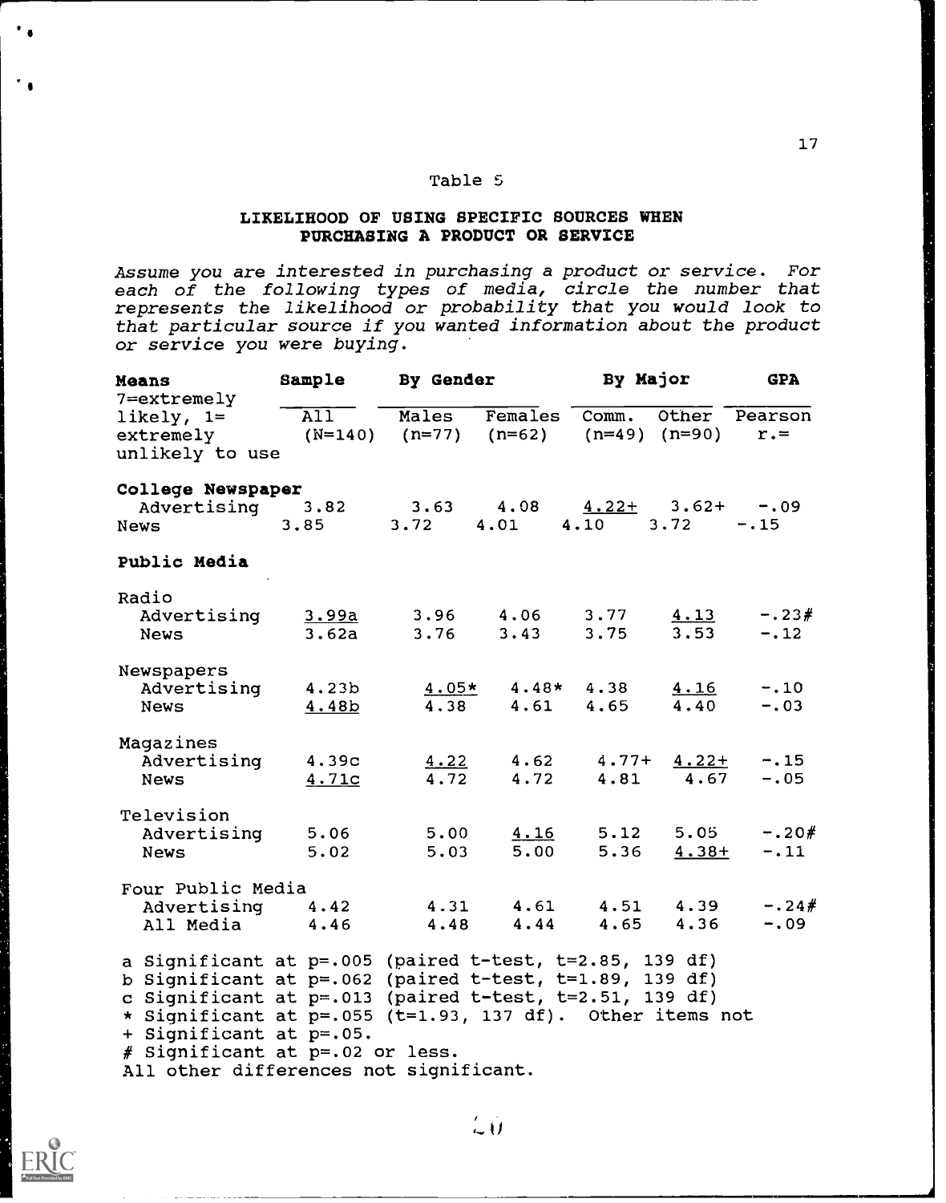Table 5

**LIKELIHOOD OF USING SPECIFIC SOURCES WHEN PURCHASING A PRODUCT OR SERVICE**

*Assume you are interested in purchasing a product or service. For each of the following types of media, circle the number that represents the likelihood or probability that you would look to that particular source if you wanted information about the product or service you were buying.*

| **Means** 7=extremely likely, 1= extremely unlikely to use | **Sample** All (N=140) | **By Gender** Males (n=77) | Females (n=62) | **By Major** Comm. (n=49) | Other (n=90) | **GPA** Pearson r.= |
|---|---|---|---|---|---|---|
| **College Newspaper** | | | | | | |
| Advertising | 3.82 | 3.63 | 4.08 | 4.22+ | 3.62+ | -.09 |
| News | 3.85 | 3.72 | 4.01 | 4.10 | 3.72 | -.15 |
| **Public Media** | | | | | | |
| Radio | | | | | | |
| Advertising | 3.99a | 3.96 | 4.06 | 3.77 | 4.13 | -.23# |
| News | 3.62a | 3.76 | 3.43 | 3.75 | 3.53 | -.12 |
| Newspapers | | | | | | |
| Advertising | 4.23b | 4.05* | 4.48* | 4.38 | 4.16 | -.10 |
| News | 4.48b | 4.38 | 4.61 | 4.65 | 4.40 | -.03 |
| Magazines | | | | | | |
| Advertising | 4.39c | 4.22 | 4.62 | 4.77+ | 4.22+ | -.15 |
| News | 4.71c | 4.72 | 4.72 | 4.81 | 4.67 | -.05 |
| Television | | | | | | |
| Advertising | 5.06 | 5.00 | 4.16 | 5.12 | 5.05 | -.20# |
| News | 5.02 | 5.03 | 5.00 | 5.36 | 4.38+ | -.11 |
| Four Public Media | | | | | | |
| Advertising | 4.42 | 4.31 | 4.61 | 4.51 | 4.39 | -.24# |
| All Media | 4.46 | 4.48 | 4.44 | 4.65 | 4.36 | -.09 |

a Significant at p=.005 (paired t-test, t=2.85, 139 df)
b Significant at p=.062 (paired t-test, t=1.89, 139 df)
c Significant at p=.013 (paired t-test, t=2.51, 139 df)
* Significant at p=.055 (t=1.93, 137 df). Other items not
+ Significant at p=.05.
# Significant at p=.02 or less.
All other differences not significant.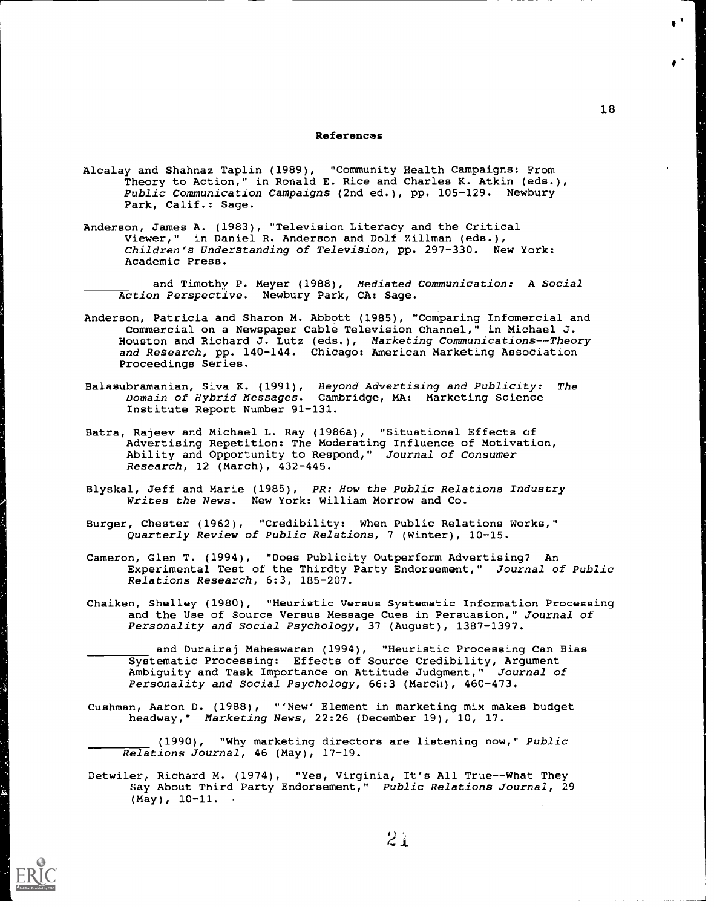**References**

Alcalay and Shahnaz Taplin (1989), "Community Health Campaigns: From Theory to Action," in Ronald E. Rice and Charles K. Atkin (eds.), *Public Communication Campaigns* (2nd ed.), pp. 105-129. Newbury Park, Calif.: Sage.

Anderson, James A. (1983), "Television Literacy and the Critical Viewer," in Daniel R. Anderson and Dolf Zillman (eds.), *Children's Understanding of Television*, pp. 297-330. New York: Academic Press.

_________ and Timothy P. Meyer (1988), *Mediated Communication: A Social Action Perspective*. Newbury Park, CA: Sage.

Anderson, Patricia and Sharon M. Abbott (1985), "Comparing Infomercial and Commercial on a Newspaper Cable Television Channel," in Michael J. Houston and Richard J. Lutz (eds.), *Marketing Communications--Theory and Research*, pp. 140-144. Chicago: American Marketing Association Proceedings Series.

Balasubramanian, Siva K. (1991), *Beyond Advertising and Publicity: The Domain of Hybrid Messages*. Cambridge, MA: Marketing Science Institute Report Number 91-131.

Batra, Rajeev and Michael L. Ray (1986a), "Situational Effects of Advertising Repetition: The Moderating Influence of Motivation, Ability and Opportunity to Respond," *Journal of Consumer Research*, 12 (March), 432-445.

Blyskal, Jeff and Marie (1985), *PR: How the Public Relations Industry Writes the News*. New York: William Morrow and Co.

Burger, Chester (1962), "Credibility: When Public Relations Works," *Quarterly Review of Public Relations*, 7 (Winter), 10-15.

Cameron, Glen T. (1994), "Does Publicity Outperform Advertising? An Experimental Test of the Thirdty Party Endorsement," *Journal of Public Relations Research*, 6:3, 185-207.

Chaiken, Shelley (1980), "Heuristic Versus Systematic Information Processing and the Use of Source Versus Message Cues in Persuasion," *Journal of Personality and Social Psychology*, 37 (August), 1387-1397.

_________ and Durairaj Maheswaran (1994), "Heuristic Processing Can Bias Systematic Processing: Effects of Source Credibility, Argument Ambiguity and Task Importance on Attitude Judgment," *Journal of Personality and Social Psychology*, 66:3 (March), 460-473.

Cushman, Aaron D. (1988), "'New' Element in marketing mix makes budget headway," *Marketing News*, 22:26 (December 19), 10, 17.

_________ (1990), "Why marketing directors are listening now," *Public Relations Journal*, 46 (May), 17-19.

Detwiler, Richard M. (1974), "Yes, Virginia, It's All True--What They Say About Third Party Endorsement," *Public Relations Journal*, 29 (May), 10-11.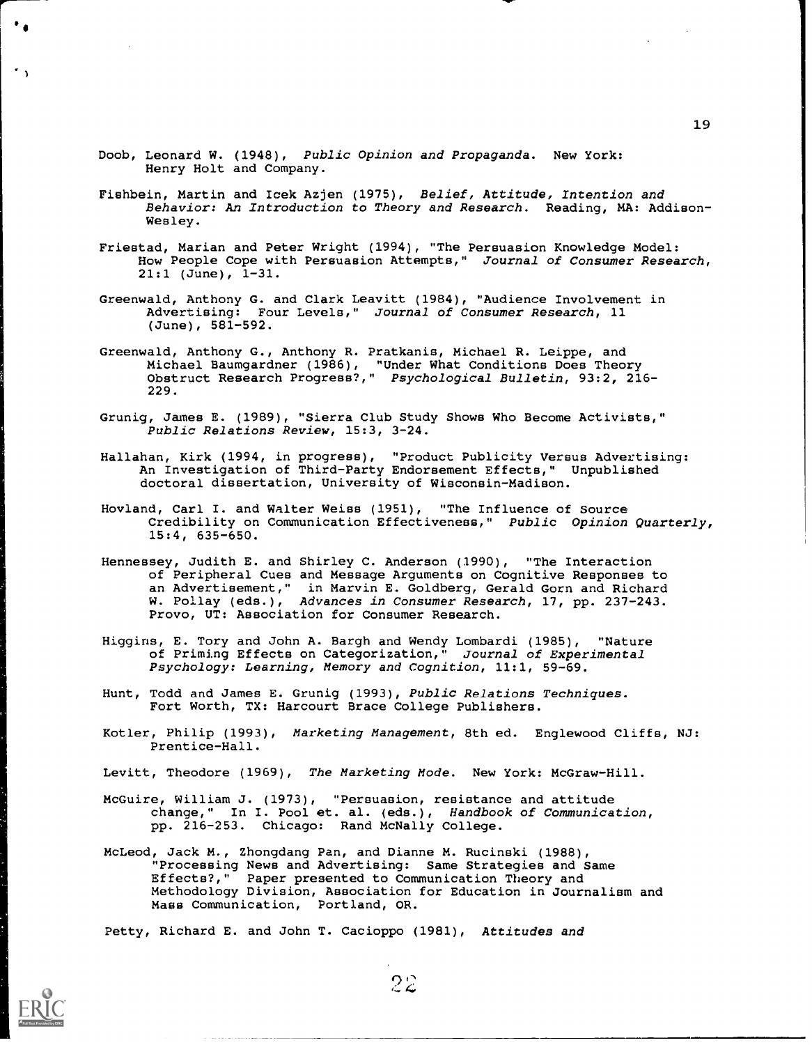Doob, Leonard W. (1948), *Public Opinion and Propaganda*. New York: Henry Holt and Company.

Fishbein, Martin and Icek Azjen (1975), *Belief, Attitude, Intention and Behavior: An Introduction to Theory and Research*. Reading, MA: Addison-Wesley.

Friestad, Marian and Peter Wright (1994), "The Persuasion Knowledge Model: How People Cope with Persuasion Attempts," *Journal of Consumer Research*, 21:1 (June), 1-31.

Greenwald, Anthony G. and Clark Leavitt (1984), "Audience Involvement in Advertising: Four Levels," *Journal of Consumer Research*, 11 (June), 581-592.

Greenwald, Anthony G., Anthony R. Pratkanis, Michael R. Leippe, and Michael Baumgardner (1986), "Under What Conditions Does Theory Obstruct Research Progress?," *Psychological Bulletin*, 93:2, 216-229.

Grunig, James E. (1989), "Sierra Club Study Shows Who Become Activists," *Public Relations Review*, 15:3, 3-24.

Hallahan, Kirk (1994, in progress), "Product Publicity Versus Advertising: An Investigation of Third-Party Endorsement Effects," Unpublished doctoral dissertation, University of Wisconsin-Madison.

Hovland, Carl I. and Walter Weiss (1951), "The Influence of Source Credibility on Communication Effectiveness," *Public Opinion Quarterly*, 15:4, 635-650.

Hennessey, Judith E. and Shirley C. Anderson (1990), "The Interaction of Peripheral Cues and Message Arguments on Cognitive Responses to an Advertisement," in Marvin E. Goldberg, Gerald Gorn and Richard W. Pollay (eds.), *Advances in Consumer Research*, 17, pp. 237-243. Provo, UT: Association for Consumer Research.

Higgins, E. Tory and John A. Bargh and Wendy Lombardi (1985), "Nature of Priming Effects on Categorization," *Journal of Experimental Psychology: Learning, Memory and Cognition*, 11:1, 59-69.

Hunt, Todd and James E. Grunig (1993), *Public Relations Techniques*. Fort Worth, TX: Harcourt Brace College Publishers.

Kotler, Philip (1993), *Marketing Management*, 8th ed. Englewood Cliffs, NJ: Prentice-Hall.

Levitt, Theodore (1969), *The Marketing Mode*. New York: McGraw-Hill.

McGuire, William J. (1973), "Persuasion, resistance and attitude change," In I. Pool et. al. (eds.), *Handbook of Communication*, pp. 216-253. Chicago: Rand McNally College.

McLeod, Jack M., Zhongdang Pan, and Dianne M. Rucinski (1988), "Processing News and Advertising: Same Strategies and Same Effects?," Paper presented to Communication Theory and Methodology Division, Association for Education in Journalism and Mass Communication, Portland, OR.

Petty, Richard E. and John T. Cacioppo (1981), *Attitudes and*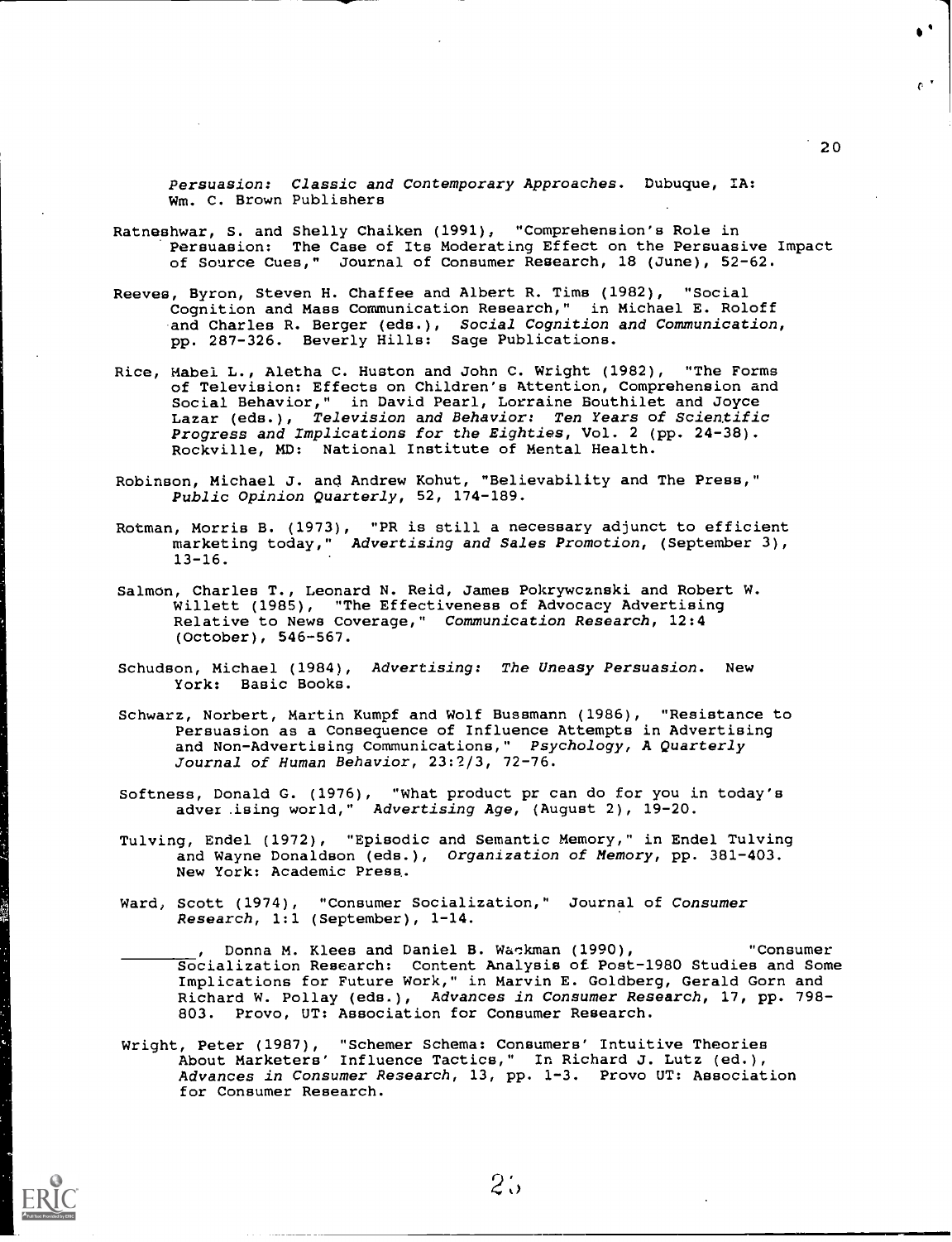*Persuasion: Classic and Contemporary Approaches*. Dubuque, IA: Wm. C. Brown Publishers

Ratneshwar, S. and Shelly Chaiken (1991), "Comprehension's Role in Persuasion: The Case of Its Moderating Effect on the Persuasive Impact of Source Cues," Journal of Consumer Research, 18 (June), 52-62.

Reeves, Byron, Steven H. Chaffee and Albert R. Tims (1982), "Social Cognition and Mass Communication Research," in Michael E. Roloff and Charles R. Berger (eds.), *Social Cognition and Communication*, pp. 287-326. Beverly Hills: Sage Publications.

Rice, Mabel L., Aletha C. Huston and John C. Wright (1982), "The Forms of Television: Effects on Children's Attention, Comprehension and Social Behavior," in David Pearl, Lorraine Bouthilet and Joyce Lazar (eds.), *Television and Behavior: Ten Years of Scientific Progress and Implications for the Eighties*, Vol. 2 (pp. 24-38). Rockville, MD: National Institute of Mental Health.

Robinson, Michael J. and Andrew Kohut, "Believability and The Press," *Public Opinion Quarterly*, 52, 174-189.

Rotman, Morris B. (1973), "PR is still a necessary adjunct to efficient marketing today," *Advertising and Sales Promotion*, (September 3), 13-16.

Salmon, Charles T., Leonard N. Reid, James Pokrywcznski and Robert W. Willett (1985), "The Effectiveness of Advocacy Advertising Relative to News Coverage," *Communication Research*, 12:4 (October), 546-567.

Schudson, Michael (1984), *Advertising: The Uneasy Persuasion*. New York: Basic Books.

Schwarz, Norbert, Martin Kumpf and Wolf Bussmann (1986), "Resistance to Persuasion as a Consequence of Influence Attempts in Advertising and Non-Advertising Communications," *Psychology, A Quarterly Journal of Human Behavior*, 23:2/3, 72-76.

Softness, Donald G. (1976), "What product pr can do for you in today's adver ising world," *Advertising Age*, (August 2), 19-20.

Tulving, Endel (1972), "Episodic and Semantic Memory," in Endel Tulving and Wayne Donaldson (eds.), *Organization of Memory*, pp. 381-403. New York: Academic Press.

Ward, Scott (1974), "Consumer Socialization," Journal of *Consumer Research*, 1:1 (September), 1-14.

________, Donna M. Klees and Daniel B. Wackman (1990), "Consumer Socialization Research: Content Analysis of Post-1980 Studies and Some Implications for Future Work," in Marvin E. Goldberg, Gerald Gorn and Richard W. Pollay (eds.), *Advances in Consumer Research*, 17, pp. 798-803. Provo, UT: Association for Consumer Research.

Wright, Peter (1987), "Schemer Schema: Consumers' Intuitive Theories About Marketers' Influence Tactics," In Richard J. Lutz (ed.), *Advances in Consumer Research*, 13, pp. 1-3. Provo UT: Association for Consumer Research.